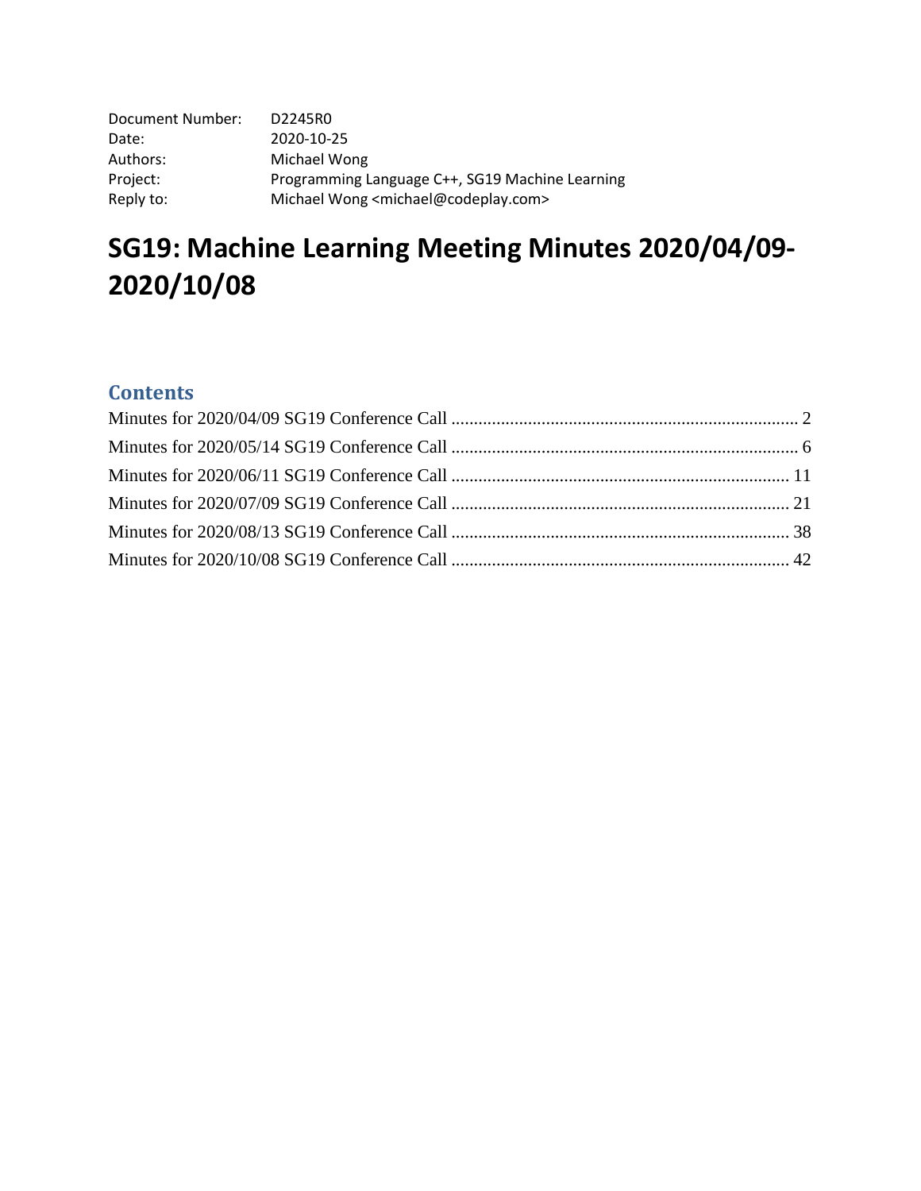| | |
|---|---|
| Document Number: | D2245R0 |
| Date: | 2020-10-25 |
| Authors: | Michael Wong |
| Project: | Programming Language C++, SG19 Machine Learning |
| Reply to: | Michael Wong <michael@codeplay.com> |

# SG19: Machine Learning Meeting Minutes 2020/04/09-2020/10/08

## Contents

Minutes for 2020/04/09 SG19 Conference Call ..... 2
Minutes for 2020/05/14 SG19 Conference Call ..... 6
Minutes for 2020/06/11 SG19 Conference Call ..... 11
Minutes for 2020/07/09 SG19 Conference Call ..... 21
Minutes for 2020/08/13 SG19 Conference Call ..... 38
Minutes for 2020/10/08 SG19 Conference Call ..... 42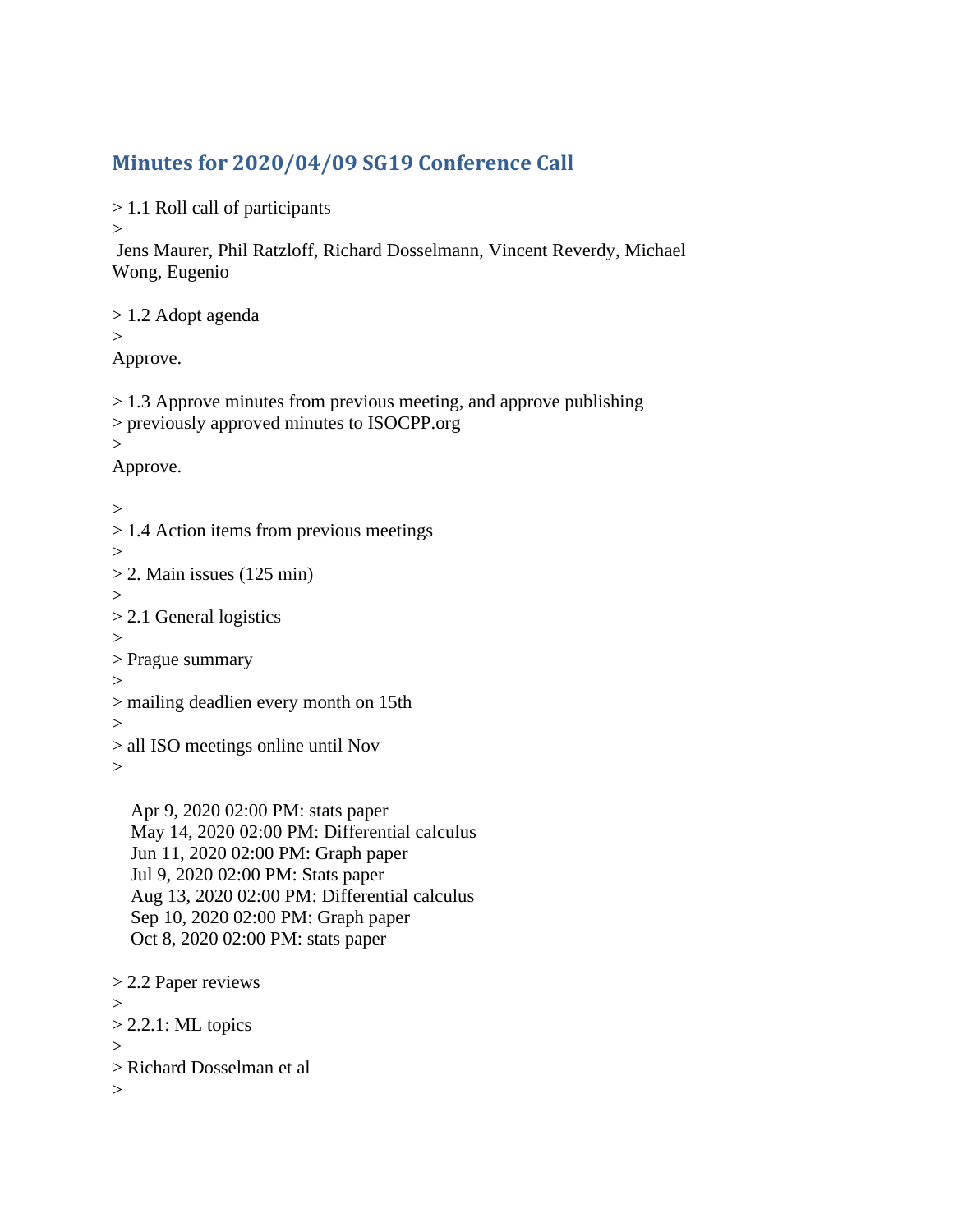## Minutes for 2020/04/09 SG19 Conference Call

> 1.1 Roll call of participants
>

Jens Maurer, Phil Ratzloff, Richard Dosselmann, Vincent Reverdy, Michael Wong, Eugenio

> 1.2 Adopt agenda
>

Approve.

> 1.3 Approve minutes from previous meeting, and approve publishing
> previously approved minutes to ISOCPP.org
>

Approve.

>
> 1.4 Action items from previous meetings
>
> 2. Main issues (125 min)
>
> 2.1 General logistics
>
> Prague summary
>
> mailing deadlien every month on 15th
>
> all ISO meetings online until Nov
>

Apr 9, 2020 02:00 PM: stats paper
May 14, 2020 02:00 PM: Differential calculus
Jun 11, 2020 02:00 PM: Graph paper
Jul 9, 2020 02:00 PM: Stats paper
Aug 13, 2020 02:00 PM: Differential calculus
Sep 10, 2020 02:00 PM: Graph paper
Oct 8, 2020 02:00 PM: stats paper

> 2.2 Paper reviews
>
> 2.2.1: ML topics
>
> Richard Dosselman et al
>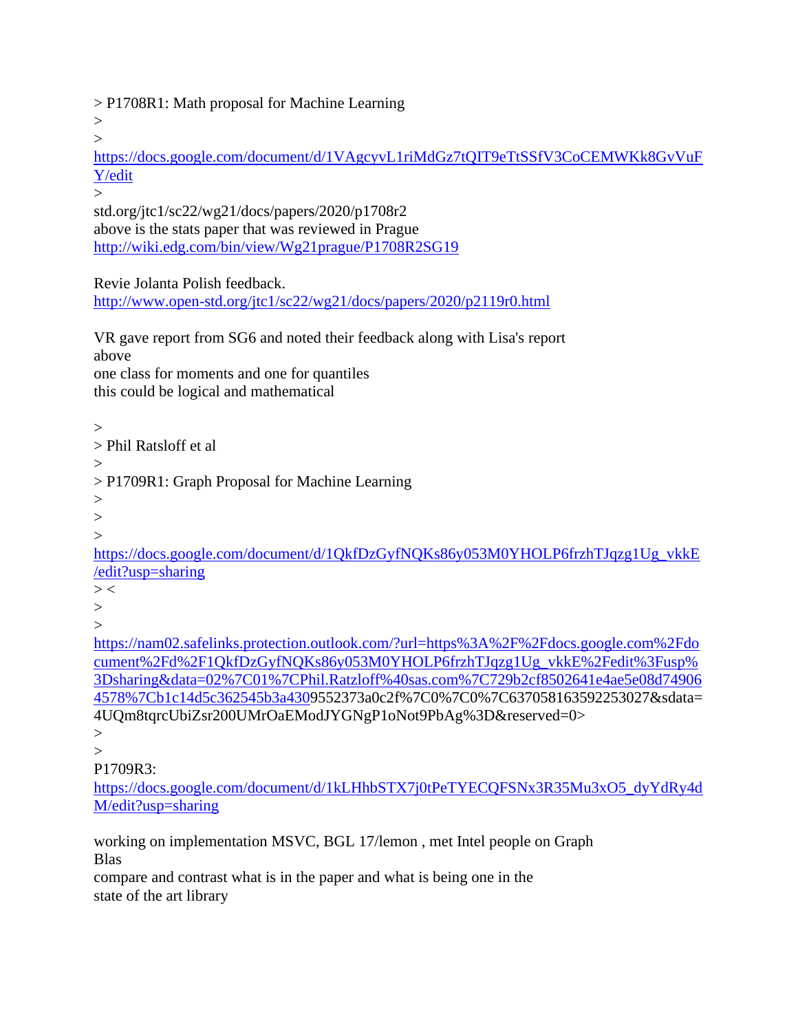> P1708R1: Math proposal for Machine Learning
>
>
https://docs.google.com/document/d/1VAgcyvL1riMdGz7tQIT9eTtSSfV3CoCEMWKk8GvVuFY/edit
>
std.org/jtc1/sc22/wg21/docs/papers/2020/p1708r2
above is the stats paper that was reviewed in Prague
http://wiki.edg.com/bin/view/Wg21prague/P1708R2SG19

Revie Jolanta Polish feedback.
http://www.open-std.org/jtc1/sc22/wg21/docs/papers/2020/p2119r0.html

VR gave report from SG6 and noted their feedback along with Lisa's report above
one class for moments and one for quantiles
this could be logical and mathematical

>
> Phil Ratsloff et al
>
> P1709R1: Graph Proposal for Machine Learning
>
>
>
https://docs.google.com/document/d/1QkfDzGyfNQKs86y053M0YHOLP6frzhTJqzg1Ug_vkkE/edit?usp=sharing
> <
>
>
https://nam02.safelinks.protection.outlook.com/?url=https%3A%2F%2Fdocs.google.com%2Fdocument%2Fd%2F1QkfDzGyfNQKs86y053M0YHOLP6frzhTJqzg1Ug_vkkE%2Fedit%3Fusp%3Dsharing&data=02%7C01%7CPhil.Ratzloff%40sas.com%7C729b2cf8502641e4ae5e08d749064578%7Cb1c14d5c362545b3a4309552373a0c2f%7C0%7C0%7C637058163592253027&sdata=4UQm8tqrcUbiZsr200UMrOaEModJYGNgP1oNot9PbAg%3D&reserved=0>
>
>
P1709R3:
https://docs.google.com/document/d/1kLHhbSTX7j0tPeTYECQFSNx3R35Mu3xO5_dyYdRy4dM/edit?usp=sharing

working on implementation MSVC, BGL 17/lemon , met Intel people on Graph Blas
compare and contrast what is in the paper and what is being one in the state of the art library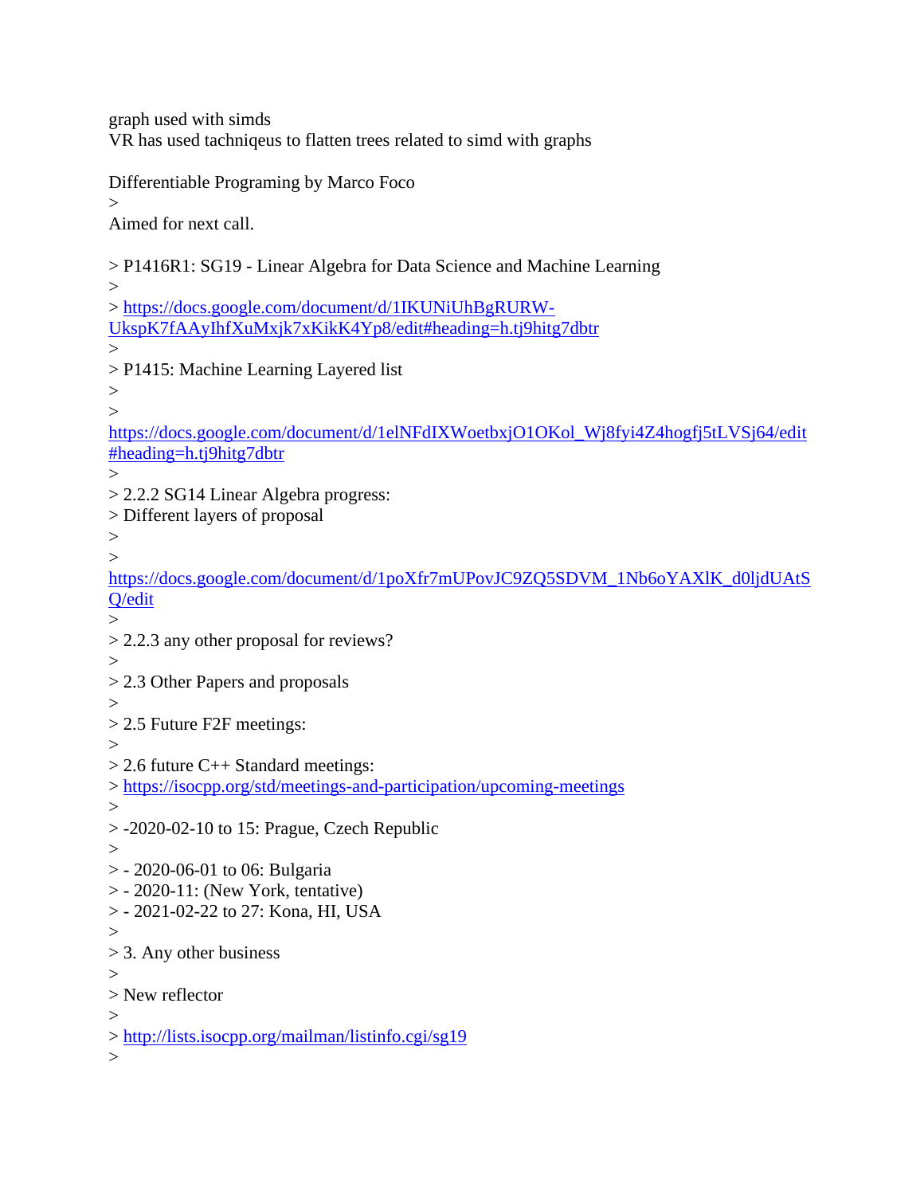graph used with simds
VR has used tachniqeus to flatten trees related to simd with graphs

Differentiable Programing by Marco Foco
>
Aimed for next call.

> P1416R1: SG19 - Linear Algebra for Data Science and Machine Learning
>
> https://docs.google.com/document/d/1IKUNiUhBgRURW-UkspK7fAAyIhfXuMxjk7xKikK4Yp8/edit#heading=h.tj9hitg7dbtr
>
> P1415: Machine Learning Layered list
>
>
https://docs.google.com/document/d/1elNFdIXWoetbxjO1OKol_Wj8fyi4Z4hogfj5tLVSj64/edit#heading=h.tj9hitg7dbtr
>
> 2.2.2 SG14 Linear Algebra progress:
> Different layers of proposal
>
>
https://docs.google.com/document/d/1poXfr7mUPovJC9ZQ5SDVM_1Nb6oYAXlK_d0ljdUAtSQ/edit
>
> 2.2.3 any other proposal for reviews?
>
> 2.3 Other Papers and proposals
>
> 2.5 Future F2F meetings:
>
> 2.6 future C++ Standard meetings:
> https://isocpp.org/std/meetings-and-participation/upcoming-meetings
>
> -2020-02-10 to 15: Prague, Czech Republic
>
> - 2020-06-01 to 06: Bulgaria
> - 2020-11: (New York, tentative)
> - 2021-02-22 to 27: Kona, HI, USA
>
> 3. Any other business
>
> New reflector
>
> http://lists.isocpp.org/mailman/listinfo.cgi/sg19
>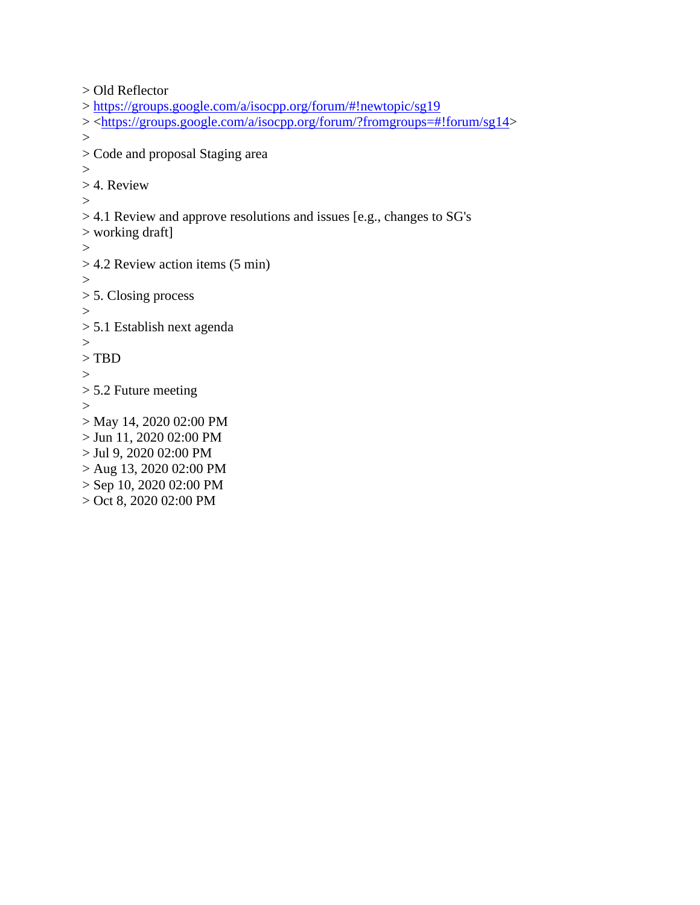> Old Reflector
> https://groups.google.com/a/isocpp.org/forum/#!newtopic/sg19
> <https://groups.google.com/a/isocpp.org/forum/?fromgroups=#!forum/sg14>
>
> Code and proposal Staging area
>
> 4. Review
>
> 4.1 Review and approve resolutions and issues [e.g., changes to SG's
> working draft]
>
> 4.2 Review action items (5 min)
>
> 5. Closing process
>
> 5.1 Establish next agenda
>
> TBD
>
> 5.2 Future meeting
>
> May 14, 2020 02:00 PM
> Jun 11, 2020 02:00 PM
> Jul 9, 2020 02:00 PM
> Aug 13, 2020 02:00 PM
> Sep 10, 2020 02:00 PM
> Oct 8, 2020 02:00 PM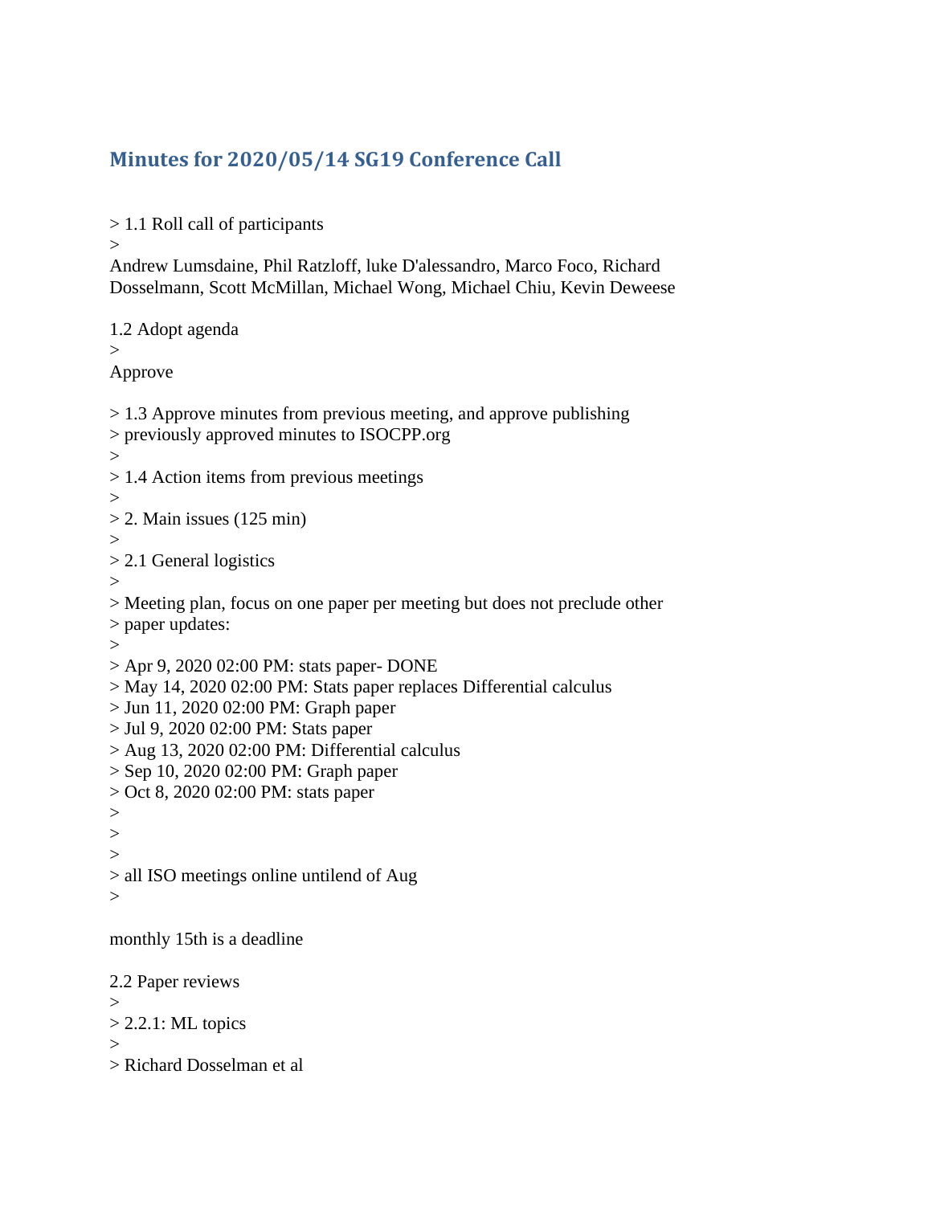## Minutes for 2020/05/14 SG19 Conference Call

> 1.1 Roll call of participants
>

Andrew Lumsdaine, Phil Ratzloff, luke D'alessandro, Marco Foco, Richard Dosselmann, Scott McMillan, Michael Wong, Michael Chiu, Kevin Deweese

1.2 Adopt agenda
>
Approve

> 1.3 Approve minutes from previous meeting, and approve publishing
> previously approved minutes to ISOCPP.org
>
> 1.4 Action items from previous meetings
>
> 2. Main issues (125 min)
>
> 2.1 General logistics
>
> Meeting plan, focus on one paper per meeting but does not preclude other
> paper updates:
>
> Apr 9, 2020 02:00 PM: stats paper- DONE
> May 14, 2020 02:00 PM: Stats paper replaces Differential calculus
> Jun 11, 2020 02:00 PM: Graph paper
> Jul 9, 2020 02:00 PM: Stats paper
> Aug 13, 2020 02:00 PM: Differential calculus
> Sep 10, 2020 02:00 PM: Graph paper
> Oct 8, 2020 02:00 PM: stats paper
>
>
>
> all ISO meetings online untilend of Aug
>

monthly 15th is a deadline

2.2 Paper reviews
>
> 2.2.1: ML topics
>
> Richard Dosselman et al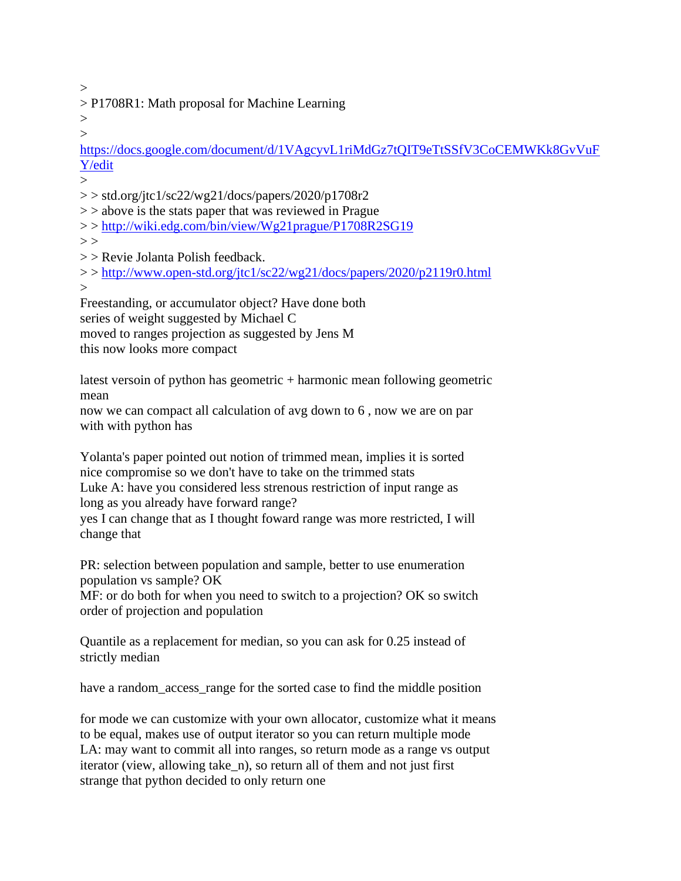>
> P1708R1: Math proposal for Machine Learning
>
>
https://docs.google.com/document/d/1VAgcyvL1riMdGz7tQIT9eTtSSfV3CoCEMWKk8GvVuFY/edit
>
> > std.org/jtc1/sc22/wg21/docs/papers/2020/p1708r2
> > above is the stats paper that was reviewed in Prague
> > http://wiki.edg.com/bin/view/Wg21prague/P1708R2SG19
> >
> > Revie Jolanta Polish feedback.
> > http://www.open-std.org/jtc1/sc22/wg21/docs/papers/2020/p2119r0.html
>

Freestanding, or accumulator object? Have done both
series of weight suggested by Michael C
moved to ranges projection as suggested by Jens M
this now looks more compact

latest versoin of python has geometric + harmonic mean following geometric mean
now we can compact all calculation of avg down to 6 , now we are on par with with python has

Yolanta's paper pointed out notion of trimmed mean, implies it is sorted
nice compromise so we don't have to take on the trimmed stats
Luke A: have you considered less strenous restriction of input range as long as you already have forward range?
yes I can change that as I thought foward range was more restricted, I will change that

PR: selection between population and sample, better to use enumeration population vs sample? OK
MF: or do both for when you need to switch to a projection? OK so switch order of projection and population

Quantile as a replacement for median, so you can ask for 0.25 instead of strictly median

have a random_access_range for the sorted case to find the middle position

for mode we can customize with your own allocator, customize what it means to be equal, makes use of output iterator so you can return multiple mode
LA: may want to commit all into ranges, so return mode as a range vs output iterator (view, allowing take_n), so return all of them and not just first
strange that python decided to only return one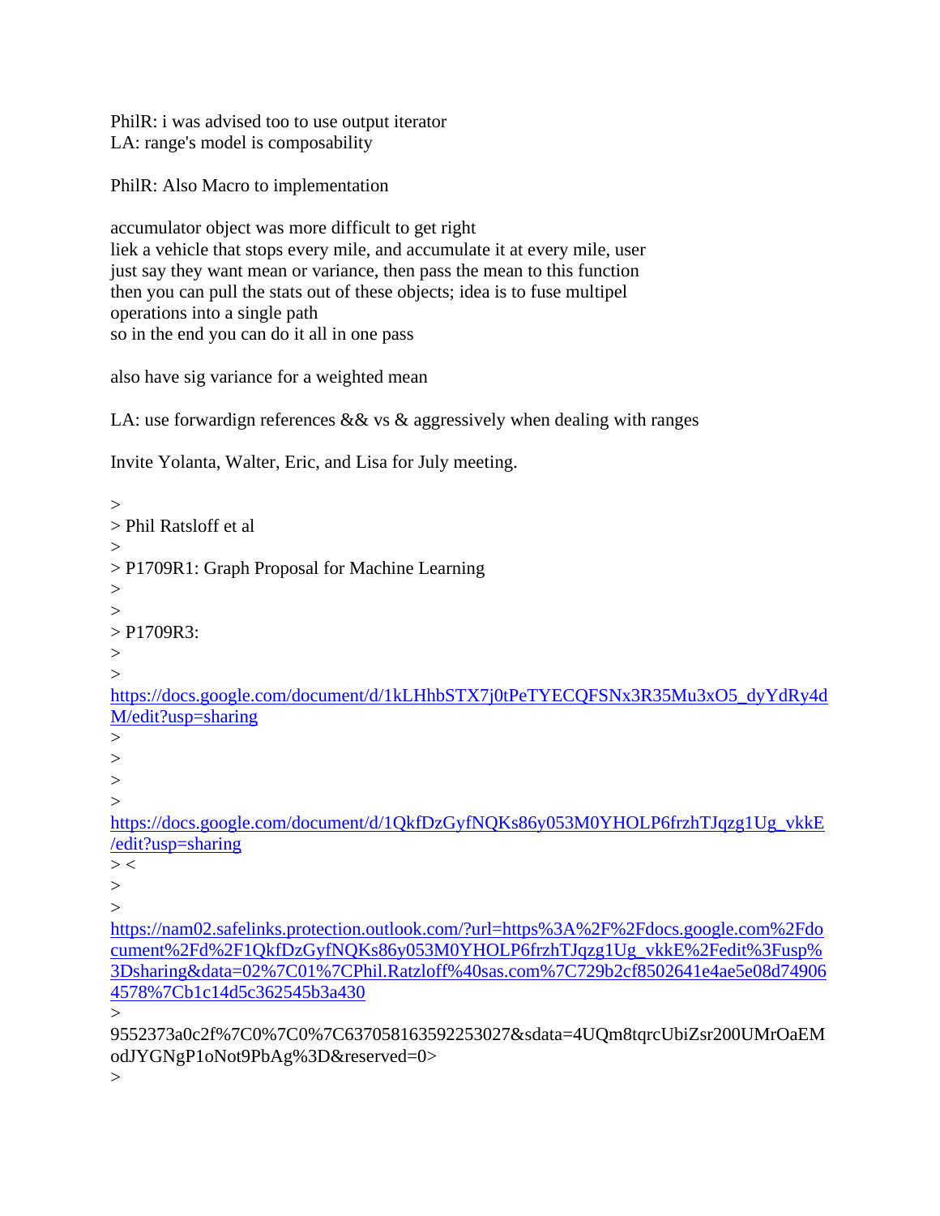PhilR: i was advised too to use output iterator
LA: range's model is composability

PhilR: Also Macro to implementation

accumulator object was more difficult to get right
liek a vehicle that stops every mile, and accumulate it at every mile, user just say they want mean or variance, then pass the mean to this function then you can pull the stats out of these objects; idea is to fuse multipel operations into a single path
so in the end you can do it all in one pass

also have sig variance for a weighted mean

LA: use forwardign references && vs & aggressively when dealing with ranges

Invite Yolanta, Walter, Eric, and Lisa for July meeting.

\>
\> Phil Ratsloff et al
\>
\> P1709R1: Graph Proposal for Machine Learning
\>
\>
\> P1709R3:
\>
\>
https://docs.google.com/document/d/1kLHhbSTX7j0tPeTYECQFSNx3R35Mu3xO5_dyYdRy4dM/edit?usp=sharing
\>
\>
\>
\>
https://docs.google.com/document/d/1QkfDzGyfNQKs86y053M0YHOLP6frzhTJqzg1Ug_vkkE/edit?usp=sharing
\> <
\>
\>
https://nam02.safelinks.protection.outlook.com/?url=https%3A%2F%2Fdocs.google.com%2Fdocument%2Fd%2F1QkfDzGyfNQKs86y053M0YHOLP6frzhTJqzg1Ug_vkkE%2Fedit%3Fusp%3Dsharing&data=02%7C01%7CPhil.Ratzloff%40sas.com%7C729b2cf8502641e4ae5e08d749064578%7Cb1c14d5c362545b3a430
\>
9552373a0c2f%7C0%7C0%7C637058163592253027&sdata=4UQm8tqrcUbiZsr200UMrOaEModJYGNgP1oNot9PbAg%3D&reserved=0>
\>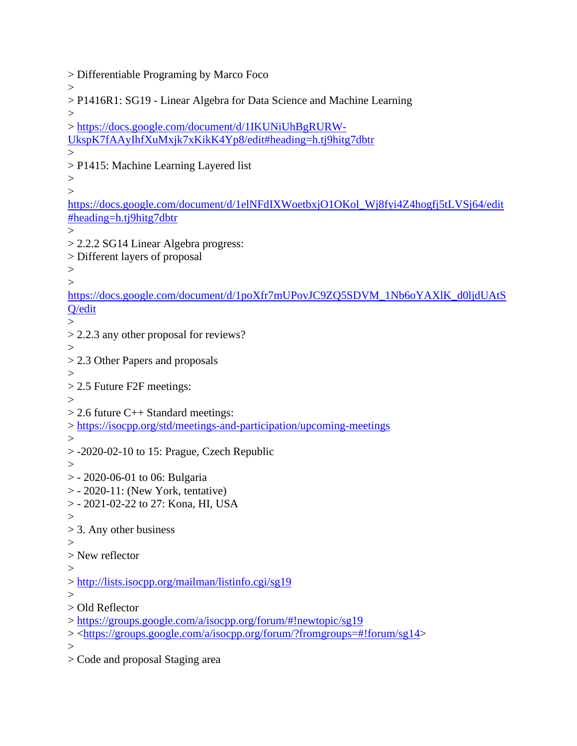> Differentiable Programing by Marco Foco
>
> P1416R1: SG19 - Linear Algebra for Data Science and Machine Learning
>
> https://docs.google.com/document/d/1IKUNiUhBgRURW-UkspK7fAAyIhfXuMxjk7xKikK4Yp8/edit#heading=h.tj9hitg7dbtr
>
> P1415: Machine Learning Layered list
>
> https://docs.google.com/document/d/1elNFdIXWoetbxjO1OKol_Wj8fyi4Z4hogfj5tLVSj64/edit#heading=h.tj9hitg7dbtr
>
> 2.2.2 SG14 Linear Algebra progress:
> Different layers of proposal
>
> https://docs.google.com/document/d/1poXfr7mUPovJC9ZQ5SDVM_1Nb6oYAXlK_d0ljdUAtSQ/edit
>
> 2.2.3 any other proposal for reviews?
>
> 2.3 Other Papers and proposals
>
> 2.5 Future F2F meetings:
>
> 2.6 future C++ Standard meetings:
> https://isocpp.org/std/meetings-and-participation/upcoming-meetings
>
> -2020-02-10 to 15: Prague, Czech Republic
>
> - 2020-06-01 to 06: Bulgaria
> - 2020-11: (New York, tentative)
> - 2021-02-22 to 27: Kona, HI, USA
>
> 3. Any other business
>
> New reflector
>
> http://lists.isocpp.org/mailman/listinfo.cgi/sg19
>
> Old Reflector
> https://groups.google.com/a/isocpp.org/forum/#!newtopic/sg19
> <https://groups.google.com/a/isocpp.org/forum/?fromgroups=#!forum/sg14>
>
> Code and proposal Staging area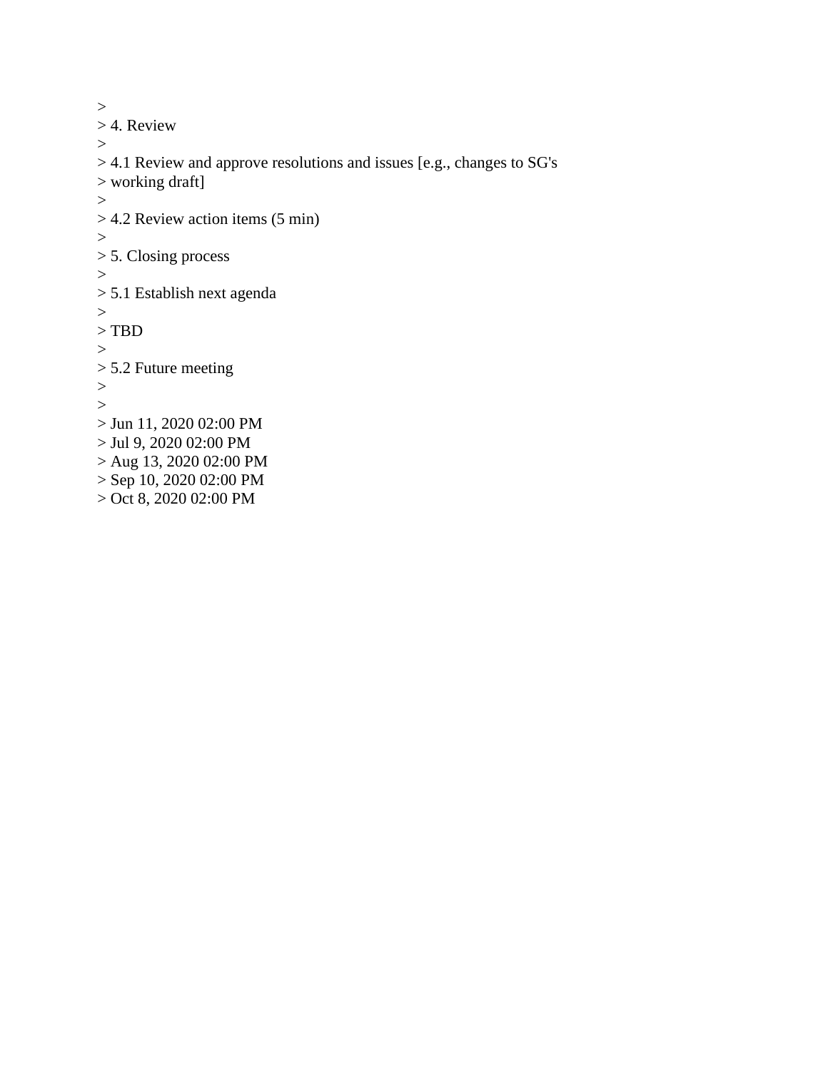>
> 4. Review
>
> 4.1 Review and approve resolutions and issues [e.g., changes to SG's
> working draft]
>
> 4.2 Review action items (5 min)
>
> 5. Closing process
>
> 5.1 Establish next agenda
>
> TBD
>
> 5.2 Future meeting
>
>
> Jun 11, 2020 02:00 PM
> Jul 9, 2020 02:00 PM
> Aug 13, 2020 02:00 PM
> Sep 10, 2020 02:00 PM
> Oct 8, 2020 02:00 PM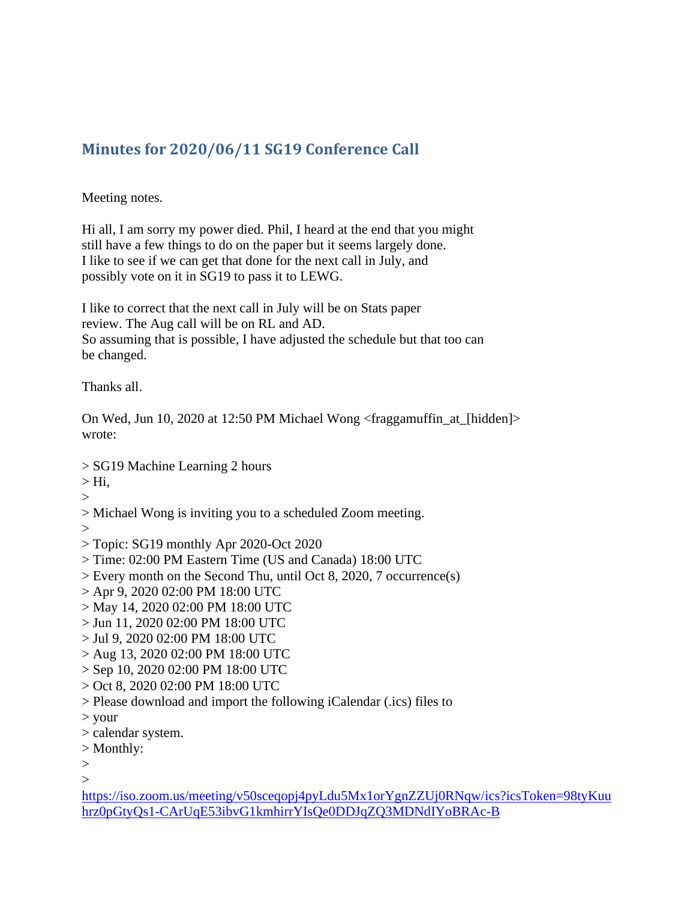## Minutes for 2020/06/11 SG19 Conference Call

Meeting notes.

Hi all, I am sorry my power died. Phil, I heard at the end that you might
still have a few things to do on the paper but it seems largely done.
I like to see if we can get that done for the next call in July, and
possibly vote on it in SG19 to pass it to LEWG.

I like to correct that the next call in July will be on Stats paper
review. The Aug call will be on RL and AD.
So assuming that is possible, I have adjusted the schedule but that too can
be changed.

Thanks all.

On Wed, Jun 10, 2020 at 12:50 PM Michael Wong <fraggamuffin_at_[hidden]>
wrote:

> SG19 Machine Learning 2 hours
> Hi,
>
> Michael Wong is inviting you to a scheduled Zoom meeting.
>
> Topic: SG19 monthly Apr 2020-Oct 2020
> Time: 02:00 PM Eastern Time (US and Canada) 18:00 UTC
> Every month on the Second Thu, until Oct 8, 2020, 7 occurrence(s)
> Apr 9, 2020 02:00 PM 18:00 UTC
> May 14, 2020 02:00 PM 18:00 UTC
> Jun 11, 2020 02:00 PM 18:00 UTC
> Jul 9, 2020 02:00 PM 18:00 UTC
> Aug 13, 2020 02:00 PM 18:00 UTC
> Sep 10, 2020 02:00 PM 18:00 UTC
> Oct 8, 2020 02:00 PM 18:00 UTC
> Please download and import the following iCalendar (.ics) files to
> your
> calendar system.
> Monthly:
>
>
https://iso.zoom.us/meeting/v50sceqopj4pyLdu5Mx1orYgnZZUj0RNqw/ics?icsToken=98tyKuuhrz0pGtyQs1-CArUqE53ibvG1kmhirrYIsQe0DDJqZQ3MDNdIYoBRAc-B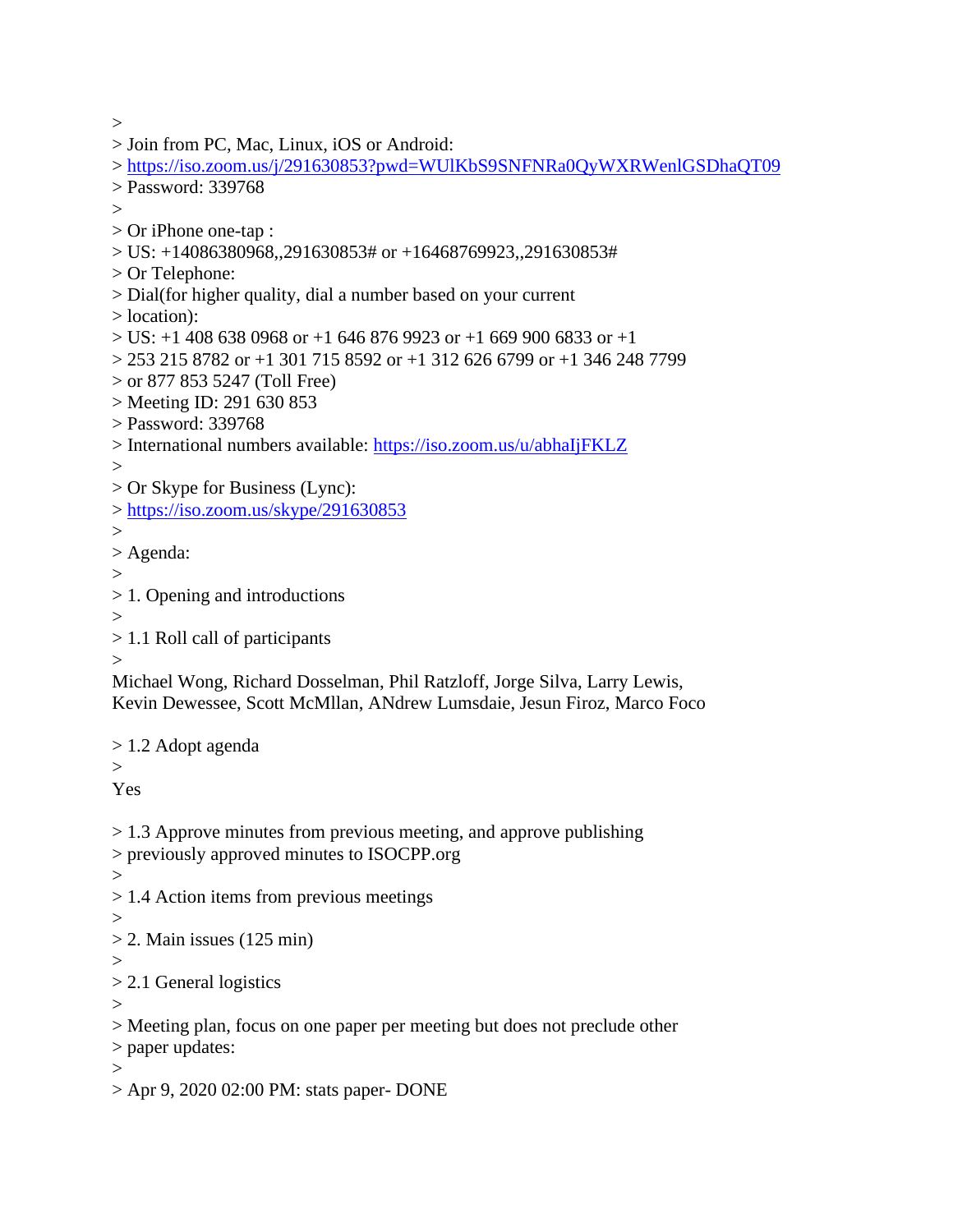>
> Join from PC, Mac, Linux, iOS or Android:
> https://iso.zoom.us/j/291630853?pwd=WUlKbS9SNFNRa0QyWXRWenlGSDhaQT09
> Password: 339768
>
> Or iPhone one-tap :
> US: +14086380968,,291630853# or +16468769923,,291630853#
> Or Telephone:
> Dial(for higher quality, dial a number based on your current
> location):
> US: +1 408 638 0968 or +1 646 876 9923 or +1 669 900 6833 or +1
> 253 215 8782 or +1 301 715 8592 or +1 312 626 6799 or +1 346 248 7799
> or 877 853 5247 (Toll Free)
> Meeting ID: 291 630 853
> Password: 339768
> International numbers available: https://iso.zoom.us/u/abhaIjFKLZ
>
> Or Skype for Business (Lync):
> https://iso.zoom.us/skype/291630853
>
> Agenda:
>
> 1. Opening and introductions
>
> 1.1 Roll call of participants
>

Michael Wong, Richard Dosselman, Phil Ratzloff, Jorge Silva, Larry Lewis,
Kevin Dewessee, Scott McMllan, ANdrew Lumsdaie, Jesun Firoz, Marco Foco

> 1.2 Adopt agenda
>

Yes

> 1.3 Approve minutes from previous meeting, and approve publishing
> previously approved minutes to ISOCPP.org
>
> 1.4 Action items from previous meetings
>
> 2. Main issues (125 min)
>
> 2.1 General logistics
>
> Meeting plan, focus on one paper per meeting but does not preclude other
> paper updates:
>
> Apr 9, 2020 02:00 PM: stats paper- DONE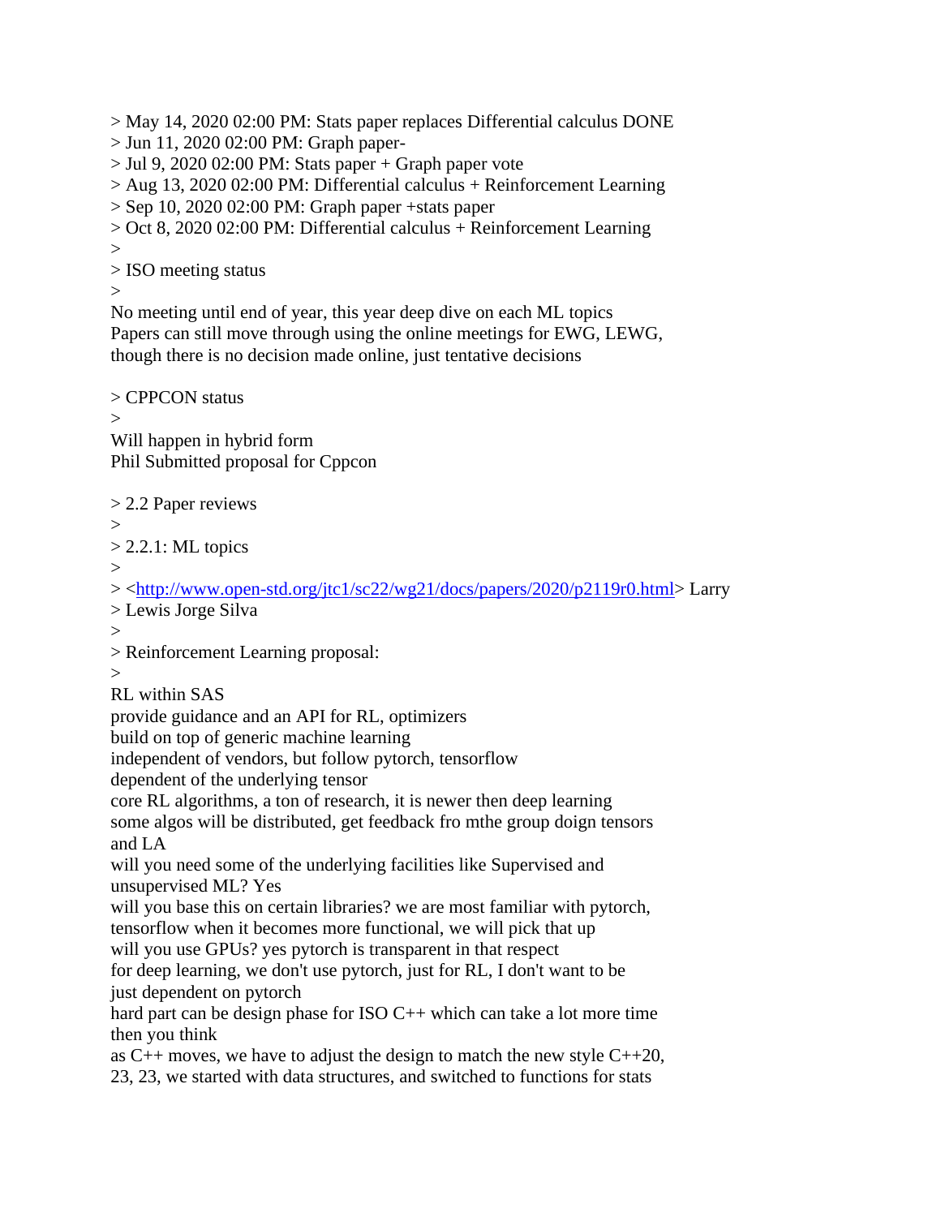> May 14, 2020 02:00 PM: Stats paper replaces Differential calculus DONE
> Jun 11, 2020 02:00 PM: Graph paper-
> Jul 9, 2020 02:00 PM: Stats paper + Graph paper vote
> Aug 13, 2020 02:00 PM: Differential calculus + Reinforcement Learning
> Sep 10, 2020 02:00 PM: Graph paper +stats paper
> Oct 8, 2020 02:00 PM: Differential calculus + Reinforcement Learning
>
> ISO meeting status
>

No meeting until end of year, this year deep dive on each ML topics
Papers can still move through using the online meetings for EWG, LEWG,
though there is no decision made online, just tentative decisions

> CPPCON status
>

Will happen in hybrid form
Phil Submitted proposal for Cppcon

> 2.2 Paper reviews
>
> 2.2.1: ML topics
>
> <http://www.open-std.org/jtc1/sc22/wg21/docs/papers/2020/p2119r0.html> Larry
> Lewis Jorge Silva
>
> Reinforcement Learning proposal:
>

RL within SAS
provide guidance and an API for RL, optimizers
build on top of generic machine learning
independent of vendors, but follow pytorch, tensorflow
dependent of the underlying tensor
core RL algorithms, a ton of research, it is newer then deep learning
some algos will be distributed, get feedback fro mthe group doign tensors
and LA
will you need some of the underlying facilities like Supervised and
unsupervised ML? Yes
will you base this on certain libraries? we are most familiar with pytorch,
tensorflow when it becomes more functional, we will pick that up
will you use GPUs? yes pytorch is transparent in that respect
for deep learning, we don't use pytorch, just for RL, I don't want to be
just dependent on pytorch
hard part can be design phase for ISO C++ which can take a lot more time
then you think
as C++ moves, we have to adjust the design to match the new style C++20,
23, 23, we started with data structures, and switched to functions for stats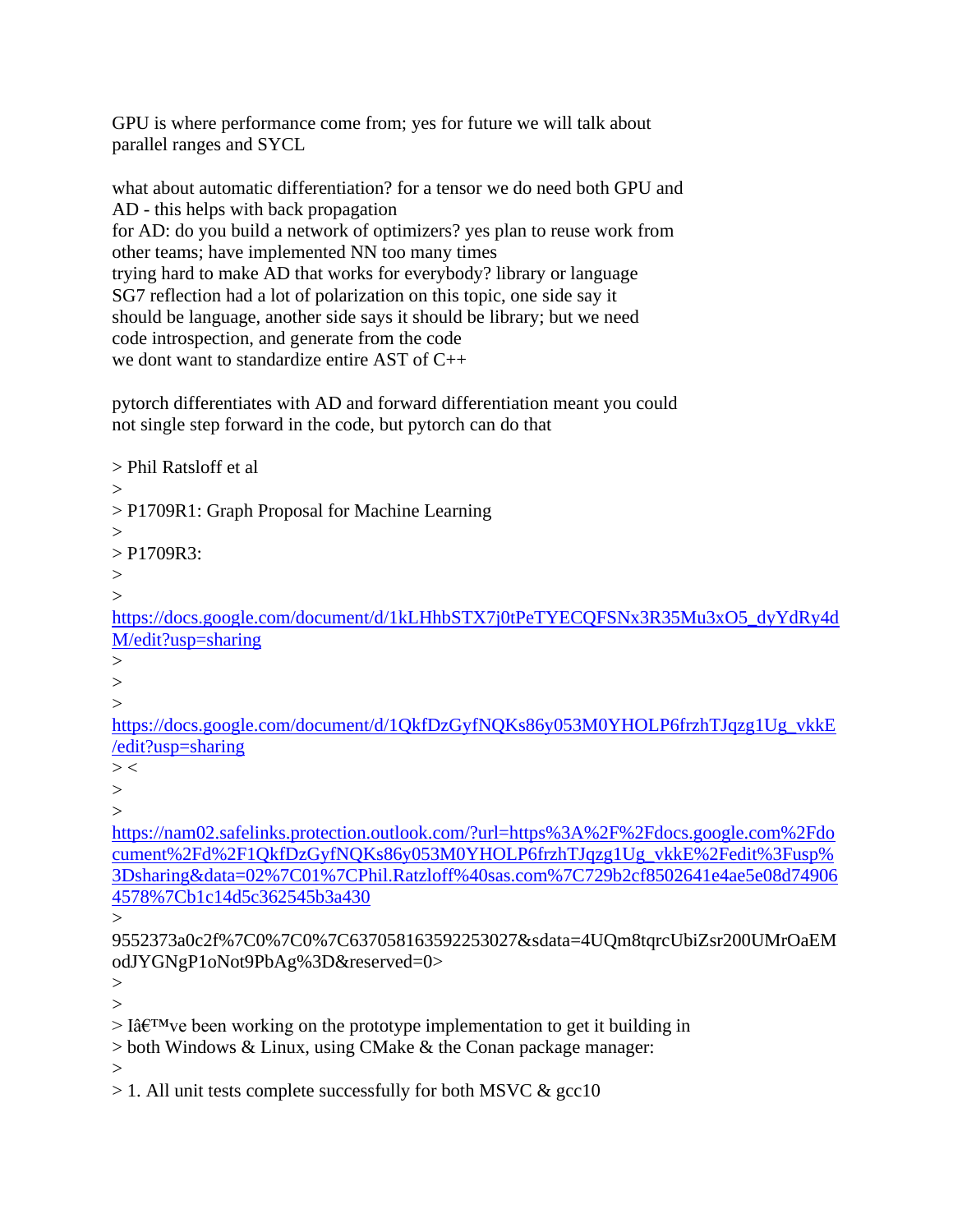GPU is where performance come from; yes for future we will talk about
parallel ranges and SYCL

what about automatic differentiation? for a tensor we do need both GPU and
AD - this helps with back propagation
for AD: do you build a network of optimizers? yes plan to reuse work from
other teams; have implemented NN too many times
trying hard to make AD that works for everybody? library or language
SG7 reflection had a lot of polarization on this topic, one side say it
should be language, another side says it should be library; but we need
code introspection, and generate from the code
we dont want to standardize entire AST of C++

pytorch differentiates with AD and forward differentiation meant you could
not single step forward in the code, but pytorch can do that

> Phil Ratsloff et al
>
> P1709R1: Graph Proposal for Machine Learning
>
> P1709R3:
>
>
https://docs.google.com/document/d/1kLHhbSTX7j0tPeTYECQFSNx3R35Mu3xO5_dyYdRy4dM/edit?usp=sharing
>
>
>
https://docs.google.com/document/d/1QkfDzGyfNQKs86y053M0YHOLP6frzhTJqzg1Ug_vkkE/edit?usp=sharing
> <
>
>
https://nam02.safelinks.protection.outlook.com/?url=https%3A%2F%2Fdocs.google.com%2Fdocument%2Fd%2F1QkfDzGyfNQKs86y053M0YHOLP6frzhTJqzg1Ug_vkkE%2Fedit%3Fusp%3Dsharing&data=02%7C01%7CPhil.Ratzloff%40sas.com%7C729b2cf8502641e4ae5e08d749064578%7Cb1c14d5c362545b3a430
>
9552373a0c2f%7C0%7C0%7C637058163592253027&sdata=4UQm8tqrcUbiZsr200UMrOaEModJYGNgP1oNot9PbAg%3D&reserved=0>
>
>
> Iâ€™ve been working on the prototype implementation to get it building in
> both Windows & Linux, using CMake & the Conan package manager:
>
> 1. All unit tests complete successfully for both MSVC & gcc10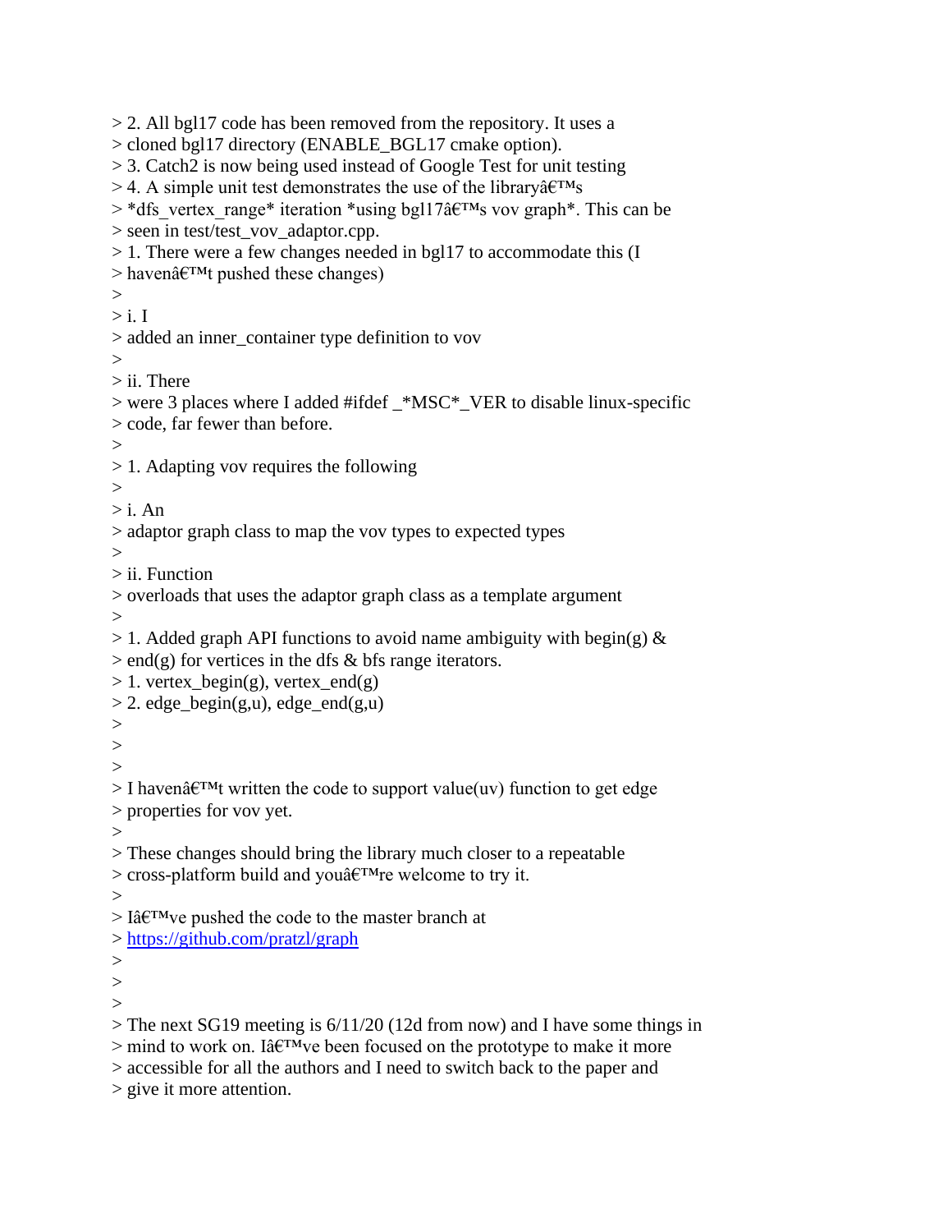> 2. All bgl17 code has been removed from the repository. It uses a
> cloned bgl17 directory (ENABLE_BGL17 cmake option).
> 3. Catch2 is now being used instead of Google Test for unit testing
> 4. A simple unit test demonstrates the use of the libraryâ€™s
> *dfs_vertex_range* iteration *using bgl17â€™s vov graph*. This can be
> seen in test/test_vov_adaptor.cpp.
> 1. There were a few changes needed in bgl17 to accommodate this (I
> havenâ€™t pushed these changes)
>
> i. I
> added an inner_container type definition to vov
>
> ii. There
> were 3 places where I added #ifdef _*MSC*_VER to disable linux-specific
> code, far fewer than before.
>
> 1. Adapting vov requires the following
>
> i. An
> adaptor graph class to map the vov types to expected types
>
> ii. Function
> overloads that uses the adaptor graph class as a template argument
>
> 1. Added graph API functions to avoid name ambiguity with begin(g) &
> end(g) for vertices in the dfs & bfs range iterators.
> 1. vertex_begin(g), vertex_end(g)
> 2. edge_begin(g,u), edge_end(g,u)
>
>
>
> I havenâ€™t written the code to support value(uv) function to get edge
> properties for vov yet.
>
> These changes should bring the library much closer to a repeatable
> cross-platform build and youâ€™re welcome to try it.
>
> Iâ€™ve pushed the code to the master branch at
> https://github.com/pratzl/graph
>
>
>
> The next SG19 meeting is 6/11/20 (12d from now) and I have some things in
> mind to work on. Iâ€™ve been focused on the prototype to make it more
> accessible for all the authors and I need to switch back to the paper and
> give it more attention.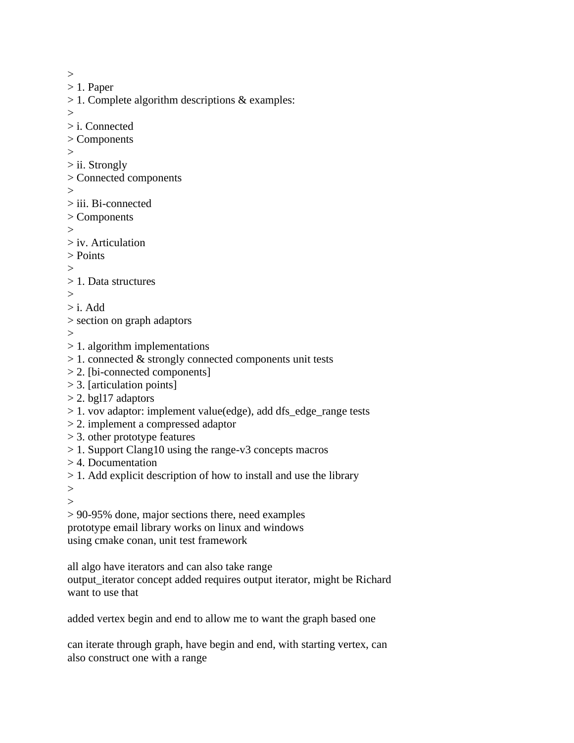>
> 1. Paper
> 1. Complete algorithm descriptions & examples:
>
> i. Connected
> Components
>
> ii. Strongly
> Connected components
>
> iii. Bi-connected
> Components
>
> iv. Articulation
> Points
>
> 1. Data structures
>
> i. Add
> section on graph adaptors
>
> 1. algorithm implementations
> 1. connected & strongly connected components unit tests
> 2. [bi-connected components]
> 3. [articulation points]
> 2. bgl17 adaptors
> 1. vov adaptor: implement value(edge), add dfs_edge_range tests
> 2. implement a compressed adaptor
> 3. other prototype features
> 1. Support Clang10 using the range-v3 concepts macros
> 4. Documentation
> 1. Add explicit description of how to install and use the library
>
>
> 90-95% done, major sections there, need examples
prototype email library works on linux and windows
using cmake conan, unit test framework

all algo have iterators and can also take range
output_iterator concept added requires output iterator, might be Richard
want to use that

added vertex begin and end to allow me to want the graph based one

can iterate through graph, have begin and end, with starting vertex, can
also construct one with a range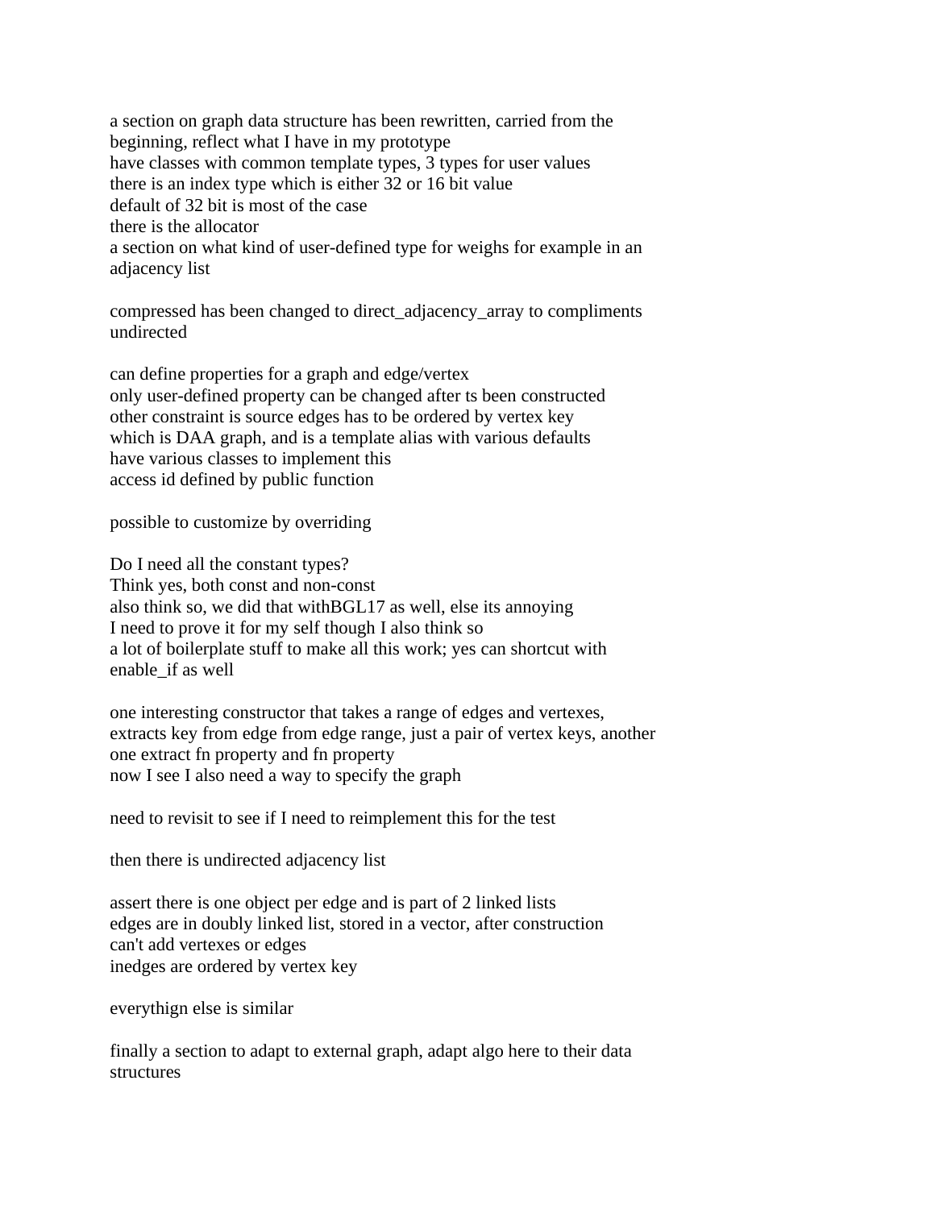a section on graph data structure has been rewritten, carried from the beginning, reflect what I have in my prototype
have classes with common template types, 3 types for user values
there is an index type which is either 32 or 16 bit value
default of 32 bit is most of the case
there is the allocator
a section on what kind of user-defined type for weighs for example in an adjacency list

compressed has been changed to direct_adjacency_array to compliments undirected

can define properties for a graph and edge/vertex
only user-defined property can be changed after ts been constructed
other constraint is source edges has to be ordered by vertex key
which is DAA graph, and is a template alias with various defaults
have various classes to implement this
access id defined by public function

possible to customize by overriding

Do I need all the constant types?
Think yes, both const and non-const
also think so, we did that withBGL17 as well, else its annoying
I need to prove it for my self though I also think so
a lot of boilerplate stuff to make all this work; yes can shortcut with enable_if as well

one interesting constructor that takes a range of edges and vertexes, extracts key from edge from edge range, just a pair of vertex keys, another one extract fn property and fn property
now I see I also need a way to specify the graph

need to revisit to see if I need to reimplement this for the test

then there is undirected adjacency list

assert there is one object per edge and is part of 2 linked lists
edges are in doubly linked list, stored in a vector, after construction
can't add vertexes or edges
inedges are ordered by vertex key

everythign else is similar

finally a section to adapt to external graph, adapt algo here to their data structures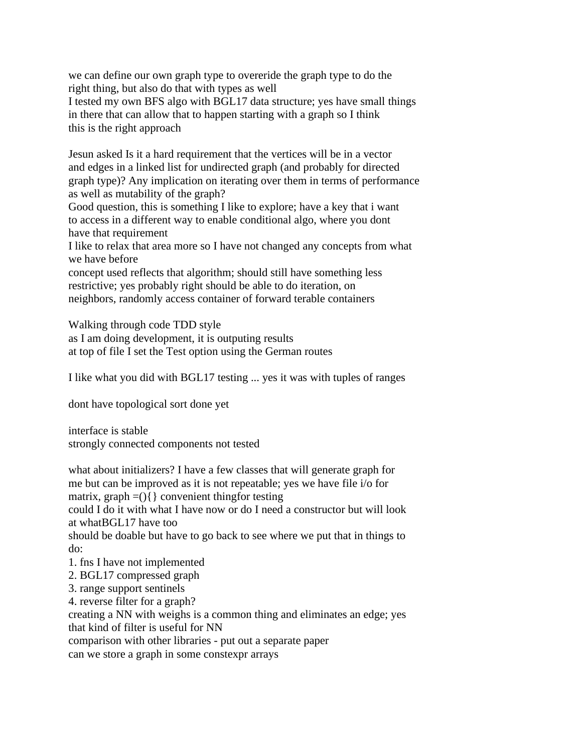we can define our own graph type to overeride the graph type to do the right thing, but also do that with types as well
I tested my own BFS algo with BGL17 data structure; yes have small things in there that can allow that to happen starting with a graph so I think this is the right approach

Jesun asked Is it a hard requirement that the vertices will be in a vector and edges in a linked list for undirected graph (and probably for directed graph type)? Any implication on iterating over them in terms of performance as well as mutability of the graph?
Good question, this is something I like to explore; have a key that i want to access in a different way to enable conditional algo, where you dont have that requirement
I like to relax that area more so I have not changed any concepts from what we have before
concept used reflects that algorithm; should still have something less restrictive; yes probably right should be able to do iteration, on neighbors, randomly access container of forward terable containers

Walking through code TDD style
as I am doing development, it is outputing results
at top of file I set the Test option using the German routes

I like what you did with BGL17 testing ... yes it was with tuples of ranges

dont have topological sort done yet

interface is stable
strongly connected components not tested

what about initializers? I have a few classes that will generate graph for me but can be improved as it is not repeatable; yes we have file i/o for matrix, graph =(){} convenient thingfor testing
could I do it with what I have now or do I need a constructor but will look at whatBGL17 have too
should be doable but have to go back to see where we put that in things to do:

1. fns I have not implemented
2. BGL17 compressed graph
3. range support sentinels
4. reverse filter for a graph?

creating a NN with weighs is a common thing and eliminates an edge; yes that kind of filter is useful for NN
comparison with other libraries - put out a separate paper
can we store a graph in some constexpr arrays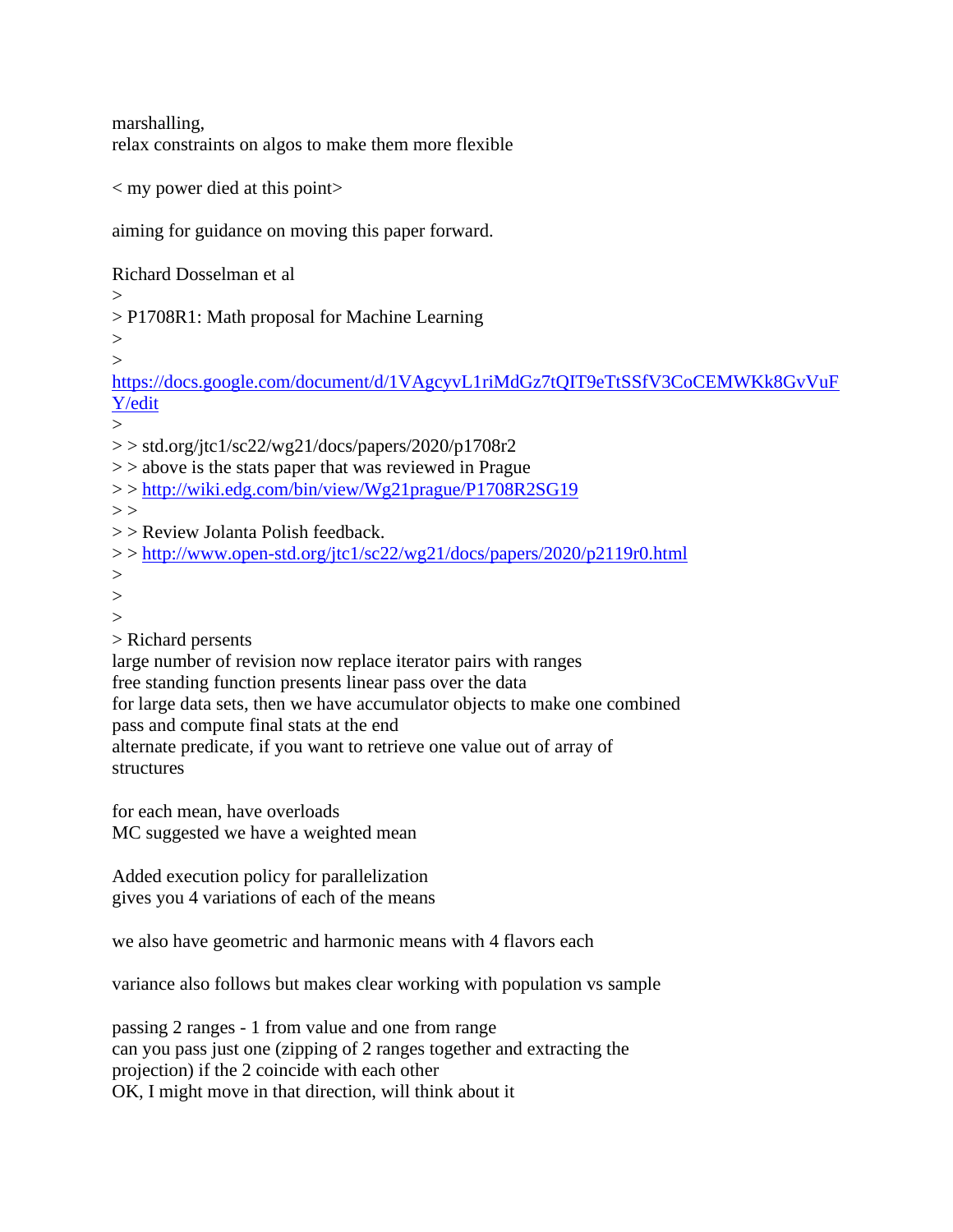marshalling,
relax constraints on algos to make them more flexible

< my power died at this point>

aiming for guidance on moving this paper forward.

Richard Dosselman et al
>
> P1708R1: Math proposal for Machine Learning
>
>
https://docs.google.com/document/d/1VAgcyvL1riMdGz7tQIT9eTtSSfV3CoCEMWKk8GvVuFY/edit
>
> > std.org/jtc1/sc22/wg21/docs/papers/2020/p1708r2
> > above is the stats paper that was reviewed in Prague
> > http://wiki.edg.com/bin/view/Wg21prague/P1708R2SG19
> >
> > Review Jolanta Polish feedback.
> > http://www.open-std.org/jtc1/sc22/wg21/docs/papers/2020/p2119r0.html
>
>
>
> Richard persents
large number of revision now replace iterator pairs with ranges
free standing function presents linear pass over the data
for large data sets, then we have accumulator objects to make one combined
pass and compute final stats at the end
alternate predicate, if you want to retrieve one value out of array of
structures

for each mean, have overloads
MC suggested we have a weighted mean

Added execution policy for parallelization
gives you 4 variations of each of the means

we also have geometric and harmonic means with 4 flavors each

variance also follows but makes clear working with population vs sample

passing 2 ranges - 1 from value and one from range
can you pass just one (zipping of 2 ranges together and extracting the
projection) if the 2 coincide with each other
OK, I might move in that direction, will think about it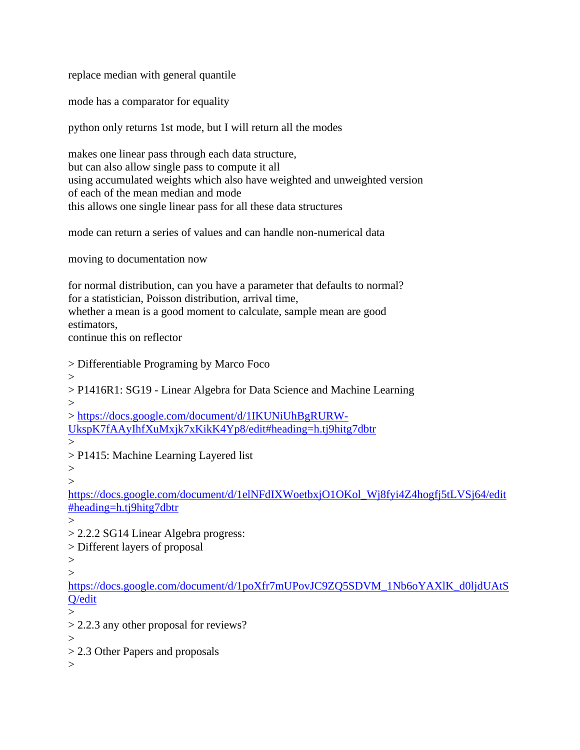replace median with general quantile

mode has a comparator for equality

python only returns 1st mode, but I will return all the modes

makes one linear pass through each data structure,
but can also allow single pass to compute it all
using accumulated weights which also have weighted and unweighted version
of each of the mean median and mode
this allows one single linear pass for all these data structures

mode can return a series of values and can handle non-numerical data

moving to documentation now

for normal distribution, can you have a parameter that defaults to normal?
for a statistician, Poisson distribution, arrival time,
whether a mean is a good moment to calculate, sample mean are good
estimators,
continue this on reflector

> Differentiable Programing by Marco Foco
>
> P1416R1: SG19 - Linear Algebra for Data Science and Machine Learning
>
> https://docs.google.com/document/d/1IKUNiUhBgRURW-UkspK7fAAyIhfXuMxjk7xKikK4Yp8/edit#heading=h.tj9hitg7dbtr
>
> P1415: Machine Learning Layered list
>
>
https://docs.google.com/document/d/1elNFdIXWoetbxjO1OKol_Wj8fyi4Z4hogfj5tLVSj64/edit#heading=h.tj9hitg7dbtr
>
> 2.2.2 SG14 Linear Algebra progress:
> Different layers of proposal
>
>
https://docs.google.com/document/d/1poXfr7mUPovJC9ZQ5SDVM_1Nb6oYAXlK_d0ljdUAtSQ/edit
>
> 2.2.3 any other proposal for reviews?
>
> 2.3 Other Papers and proposals
>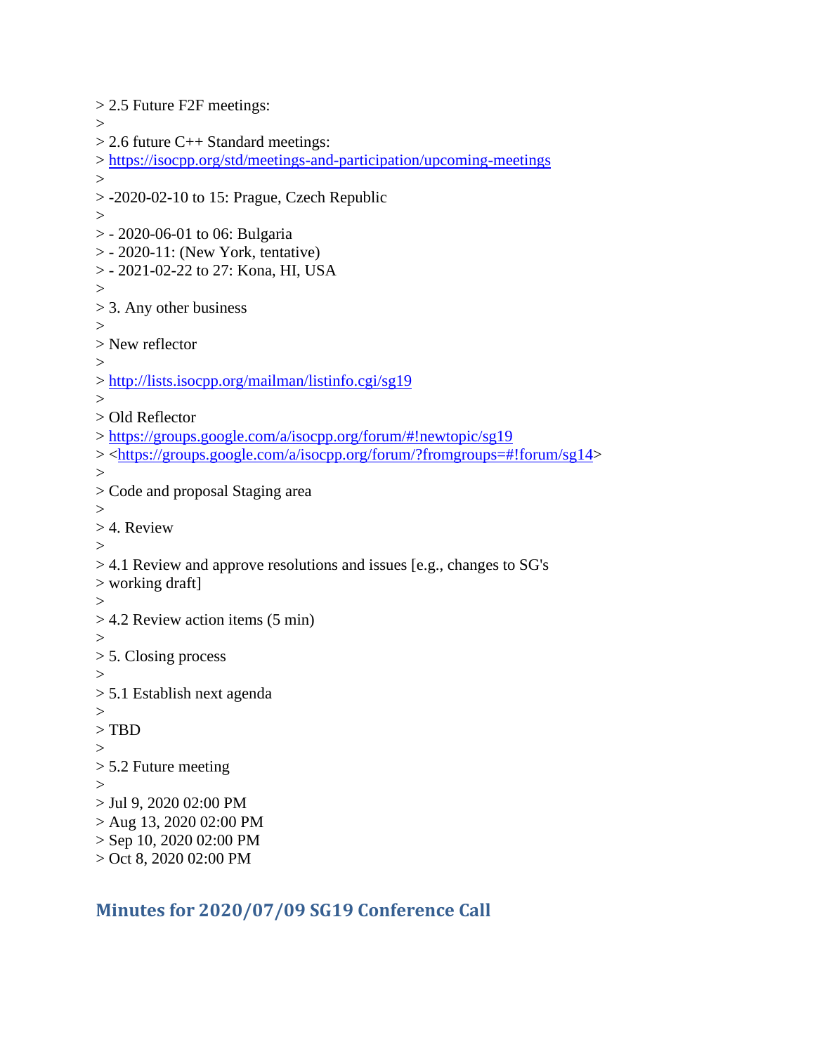> 2.5 Future F2F meetings:
>
> 2.6 future C++ Standard meetings:
> https://isocpp.org/std/meetings-and-participation/upcoming-meetings
>
> -2020-02-10 to 15: Prague, Czech Republic
>
> - 2020-06-01 to 06: Bulgaria
> - 2020-11: (New York, tentative)
> - 2021-02-22 to 27: Kona, HI, USA
>
> 3. Any other business
>
> New reflector
>
> http://lists.isocpp.org/mailman/listinfo.cgi/sg19
>
> Old Reflector
> https://groups.google.com/a/isocpp.org/forum/#!newtopic/sg19
> <https://groups.google.com/a/isocpp.org/forum/?fromgroups=#!forum/sg14>
>
> Code and proposal Staging area
>
> 4. Review
>
> 4.1 Review and approve resolutions and issues [e.g., changes to SG's
> working draft]
>
> 4.2 Review action items (5 min)
>
> 5. Closing process
>
> 5.1 Establish next agenda
>
> TBD
>
> 5.2 Future meeting
>
> Jul 9, 2020 02:00 PM
> Aug 13, 2020 02:00 PM
> Sep 10, 2020 02:00 PM
> Oct 8, 2020 02:00 PM

## Minutes for 2020/07/09 SG19 Conference Call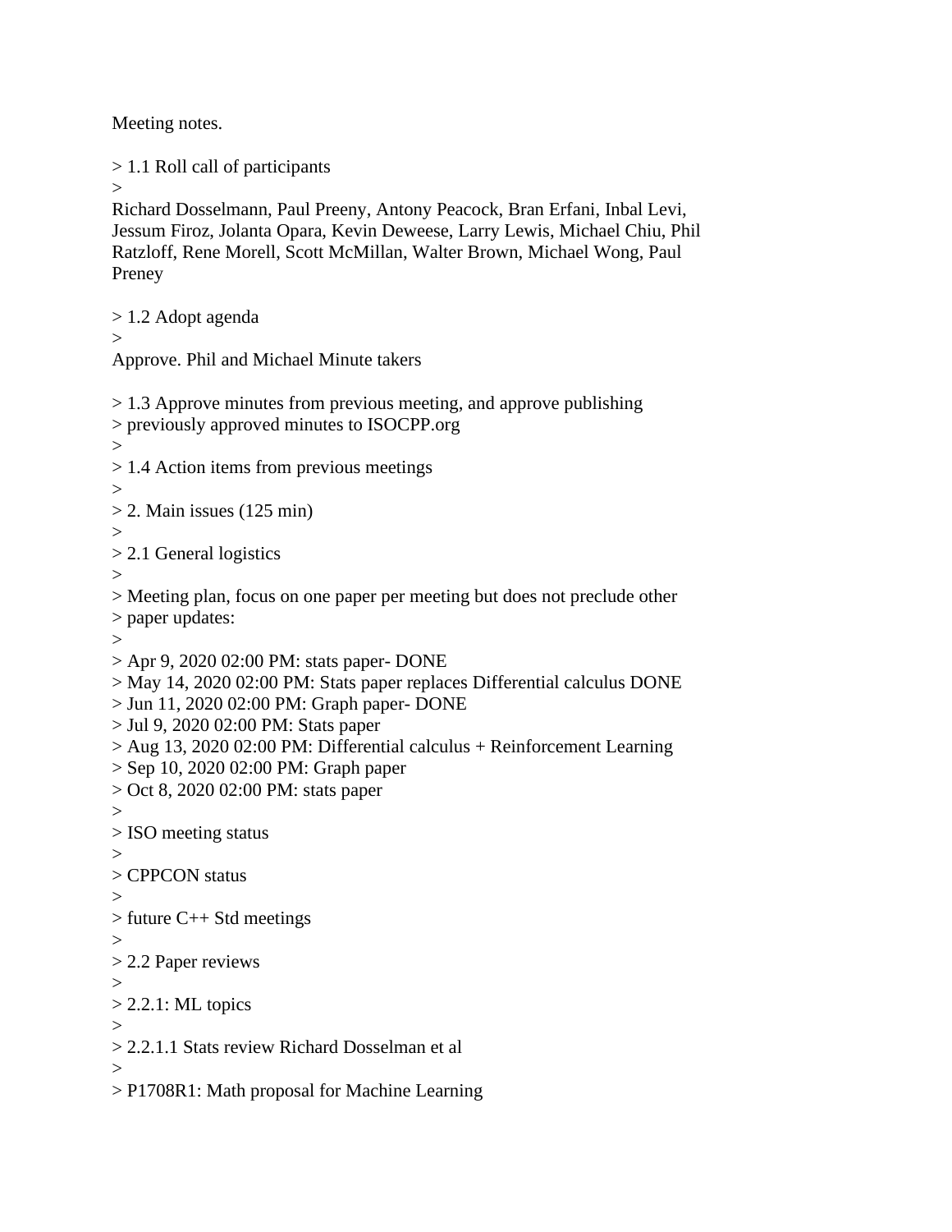Meeting notes.

> 1.1 Roll call of participants
>
Richard Dosselmann, Paul Preeny, Antony Peacock, Bran Erfani, Inbal Levi, Jessum Firoz, Jolanta Opara, Kevin Deweese, Larry Lewis, Michael Chiu, Phil Ratzloff, Rene Morell, Scott McMillan, Walter Brown, Michael Wong, Paul Preney

> 1.2 Adopt agenda
>
Approve. Phil and Michael Minute takers

> 1.3 Approve minutes from previous meeting, and approve publishing
> previously approved minutes to ISOCPP.org
>
> 1.4 Action items from previous meetings
>
> 2. Main issues (125 min)
>
> 2.1 General logistics
>
> Meeting plan, focus on one paper per meeting but does not preclude other
> paper updates:
>
> Apr 9, 2020 02:00 PM: stats paper- DONE
> May 14, 2020 02:00 PM: Stats paper replaces Differential calculus DONE
> Jun 11, 2020 02:00 PM: Graph paper- DONE
> Jul 9, 2020 02:00 PM: Stats paper
> Aug 13, 2020 02:00 PM: Differential calculus + Reinforcement Learning
> Sep 10, 2020 02:00 PM: Graph paper
> Oct 8, 2020 02:00 PM: stats paper
>
> ISO meeting status
>
> CPPCON status
>
> future C++ Std meetings
>
> 2.2 Paper reviews
>
> 2.2.1: ML topics
>
> 2.2.1.1 Stats review Richard Dosselman et al
>
> P1708R1: Math proposal for Machine Learning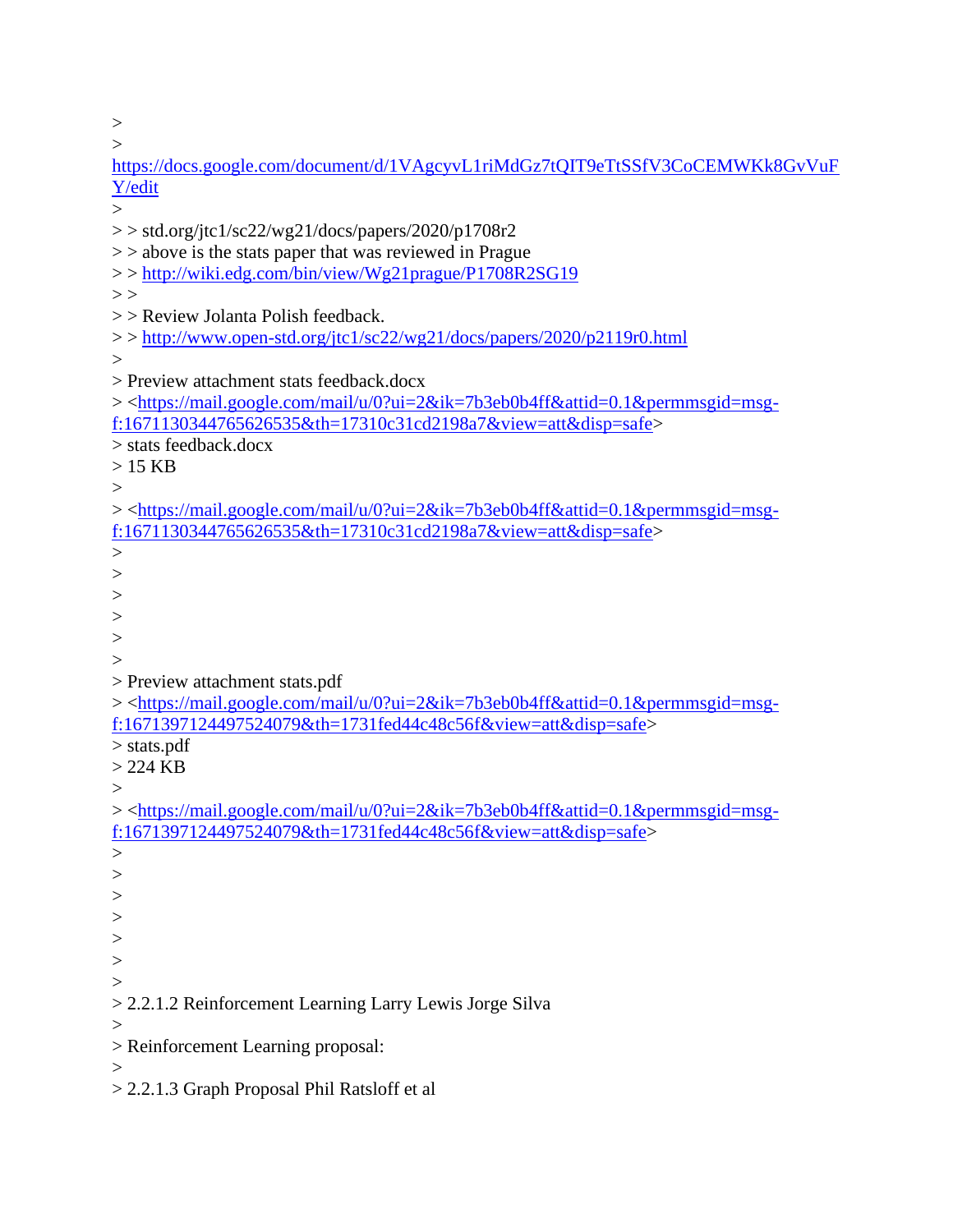>
>
https://docs.google.com/document/d/1VAgcyvL1riMdGz7tQIT9eTtSSfV3CoCEMWKk8GvVuFY/edit
>
> > std.org/jtc1/sc22/wg21/docs/papers/2020/p1708r2
> > above is the stats paper that was reviewed in Prague
> > http://wiki.edg.com/bin/view/Wg21prague/P1708R2SG19
> >
> > Review Jolanta Polish feedback.
> > http://www.open-std.org/jtc1/sc22/wg21/docs/papers/2020/p2119r0.html
>
> Preview attachment stats feedback.docx
> <https://mail.google.com/mail/u/0?ui=2&ik=7b3eb0b4ff&attid=0.1&permmsgid=msg-f:1671130344765626535&th=17310c31cd2198a7&view=att&disp=safe>
> stats feedback.docx
> 15 KB
>
> <https://mail.google.com/mail/u/0?ui=2&ik=7b3eb0b4ff&attid=0.1&permmsgid=msg-f:1671130344765626535&th=17310c31cd2198a7&view=att&disp=safe>
>
>
>
>
>
>
> Preview attachment stats.pdf
> <https://mail.google.com/mail/u/0?ui=2&ik=7b3eb0b4ff&attid=0.1&permmsgid=msg-f:1671397124497524079&th=1731fed44c48c56f&view=att&disp=safe>
> stats.pdf
> 224 KB
>
> <https://mail.google.com/mail/u/0?ui=2&ik=7b3eb0b4ff&attid=0.1&permmsgid=msg-f:1671397124497524079&th=1731fed44c48c56f&view=att&disp=safe>
>
>
>
>
>
>
>
> 2.2.1.2 Reinforcement Learning Larry Lewis Jorge Silva
>
> Reinforcement Learning proposal:
>
> 2.2.1.3 Graph Proposal Phil Ratsloff et al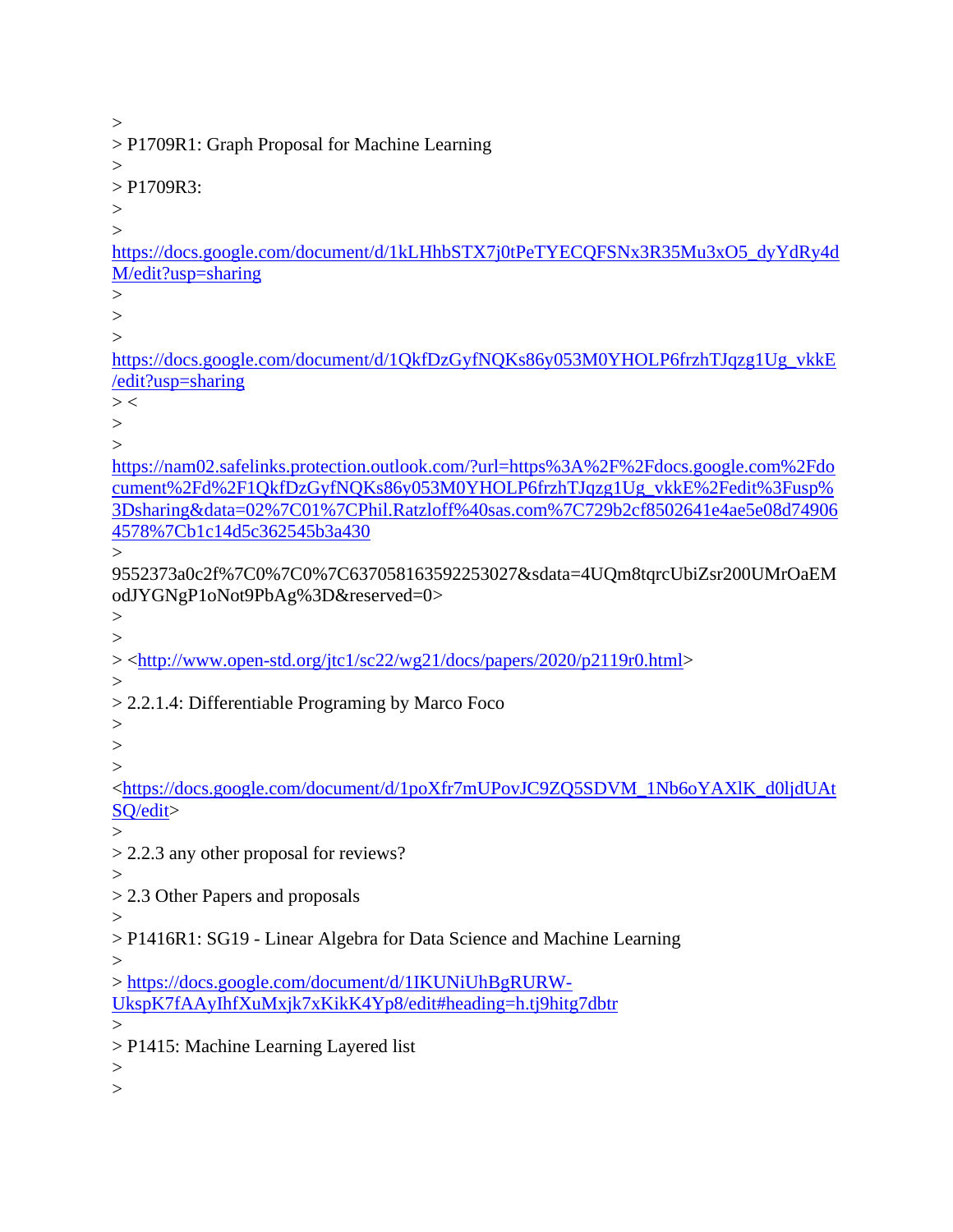>
> P1709R1: Graph Proposal for Machine Learning
>
> P1709R3:
>
>
https://docs.google.com/document/d/1kLHhbSTX7j0tPeTYECQFSNx3R35Mu3xO5_dyYdRy4dM/edit?usp=sharing
>
>
>
https://docs.google.com/document/d/1QkfDzGyfNQKs86y053M0YHOLP6frzhTJqzg1Ug_vkkE/edit?usp=sharing
> <
>
>
https://nam02.safelinks.protection.outlook.com/?url=https%3A%2F%2Fdocs.google.com%2Fdocument%2Fd%2F1QkfDzGyfNQKs86y053M0YHOLP6frzhTJqzg1Ug_vkkE%2Fedit%3Fusp%3Dsharing&data=02%7C01%7CPhil.Ratzloff%40sas.com%7C729b2cf8502641e4ae5e08d749064578%7Cb1c14d5c362545b3a430
>
9552373a0c2f%7C0%7C0%7C637058163592253027&sdata=4UQm8tqrcUbiZsr200UMrOaEModJYGNgP1oNot9PbAg%3D&reserved=0>
>
>
> <http://www.open-std.org/jtc1/sc22/wg21/docs/papers/2020/p2119r0.html>
>
> 2.2.1.4: Differentiable Programing by Marco Foco
>
>
>
<https://docs.google.com/document/d/1poXfr7mUPovJC9ZQ5SDVM_1Nb6oYAXlK_d0ljdUAtSQ/edit>
>
> 2.2.3 any other proposal for reviews?
>
> 2.3 Other Papers and proposals
>
> P1416R1: SG19 - Linear Algebra for Data Science and Machine Learning
>
> https://docs.google.com/document/d/1IKUNiUhBgRURW-UkspK7fAAyIhfXuMxjk7xKikK4Yp8/edit#heading=h.tj9hitg7dbtr
>
> P1415: Machine Learning Layered list
>
>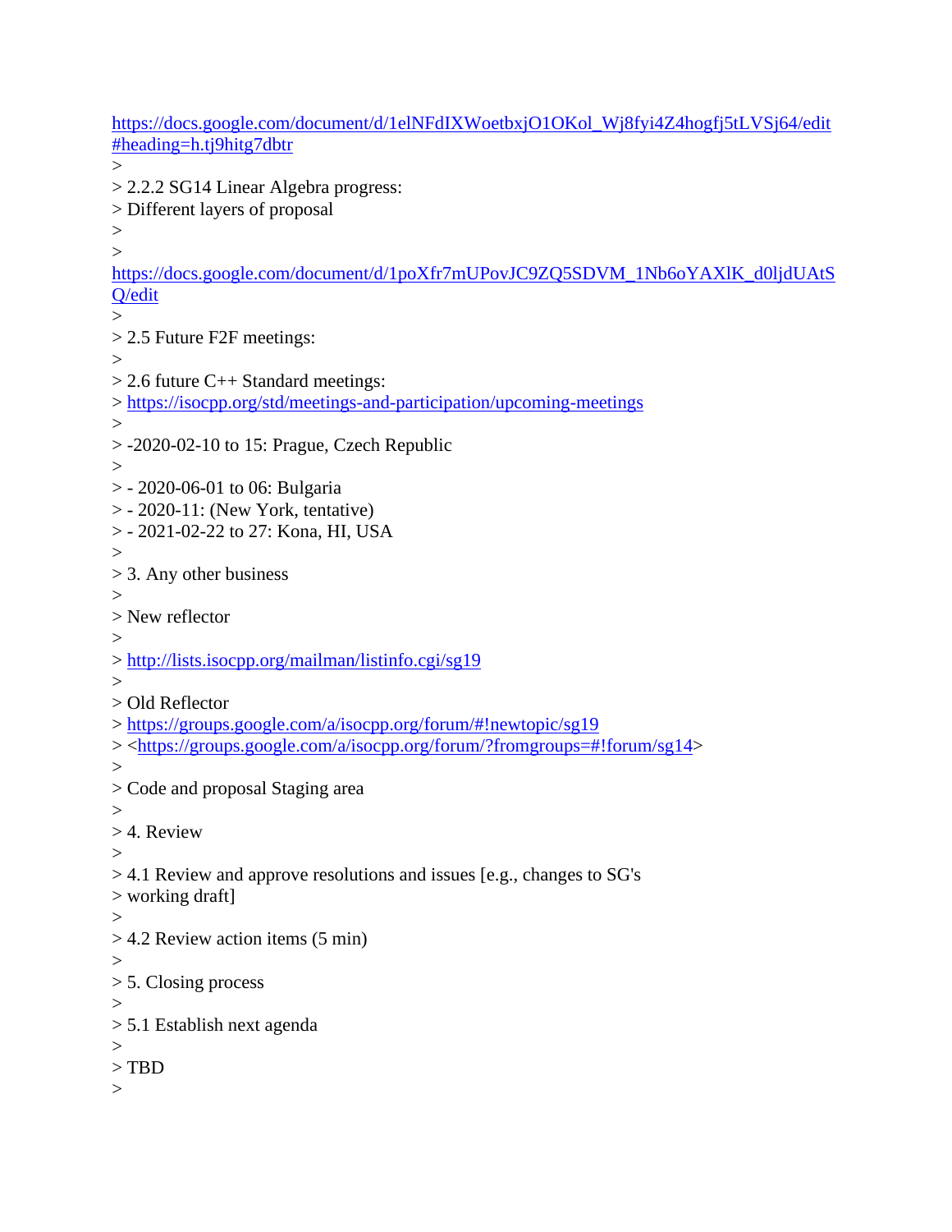https://docs.google.com/document/d/1elNFdIXWoetbxjO1OKol_Wj8fyi4Z4hogfj5tLVSj64/edit#heading=h.tj9hitg7dbtr

>
> 2.2.2 SG14 Linear Algebra progress:
> Different layers of proposal
>
>
https://docs.google.com/document/d/1poXfr7mUPovJC9ZQ5SDVM_1Nb6oYAXlK_d0ljdUAtSQ/edit
>
> 2.5 Future F2F meetings:
>
> 2.6 future C++ Standard meetings:
> https://isocpp.org/std/meetings-and-participation/upcoming-meetings
>
> -2020-02-10 to 15: Prague, Czech Republic
>
> - 2020-06-01 to 06: Bulgaria
> - 2020-11: (New York, tentative)
> - 2021-02-22 to 27: Kona, HI, USA
>
> 3. Any other business
>
> New reflector
>
> http://lists.isocpp.org/mailman/listinfo.cgi/sg19
>
> Old Reflector
> https://groups.google.com/a/isocpp.org/forum/#!newtopic/sg19
> <https://groups.google.com/a/isocpp.org/forum/?fromgroups=#!forum/sg14>
>
> Code and proposal Staging area
>
> 4. Review
>
> 4.1 Review and approve resolutions and issues [e.g., changes to SG's
> working draft]
>
> 4.2 Review action items (5 min)
>
> 5. Closing process
>
> 5.1 Establish next agenda
>
> TBD
>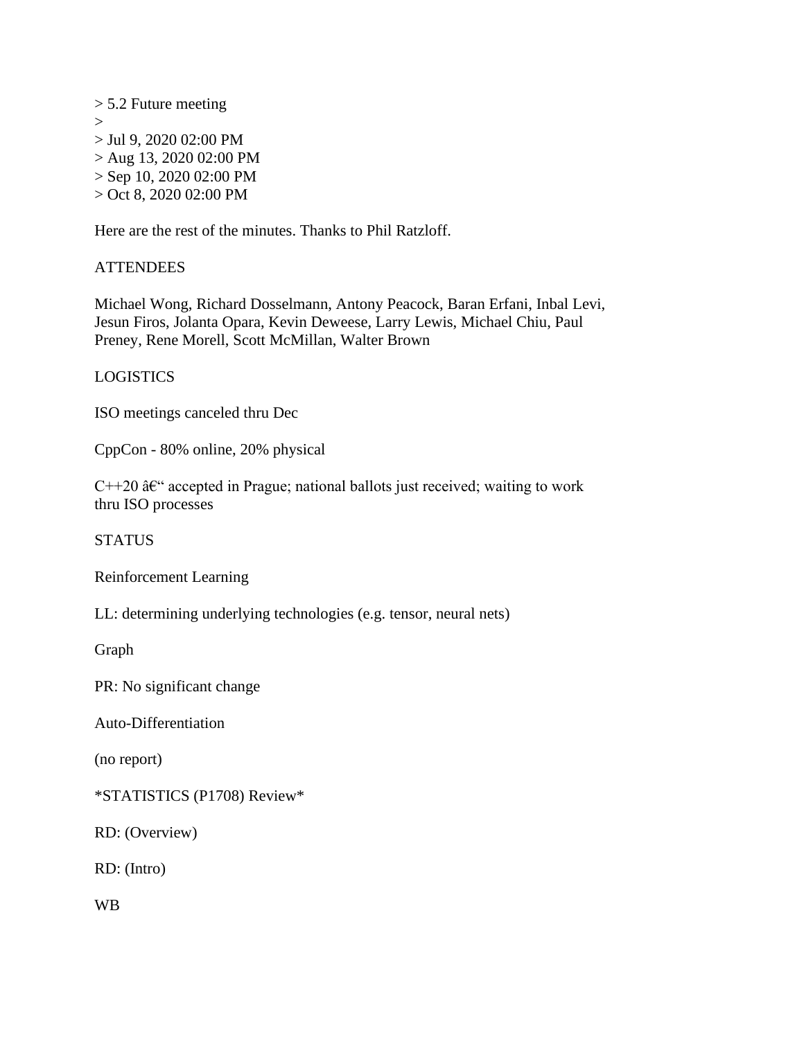> 5.2 Future meeting
>
> Jul 9, 2020 02:00 PM
> Aug 13, 2020 02:00 PM
> Sep 10, 2020 02:00 PM
> Oct 8, 2020 02:00 PM

Here are the rest of the minutes. Thanks to Phil Ratzloff.

ATTENDEES

Michael Wong, Richard Dosselmann, Antony Peacock, Baran Erfani, Inbal Levi, Jesun Firos, Jolanta Opara, Kevin Deweese, Larry Lewis, Michael Chiu, Paul Preney, Rene Morell, Scott McMillan, Walter Brown

LOGISTICS

ISO meetings canceled thru Dec

CppCon - 80% online, 20% physical

C++20 â€" accepted in Prague; national ballots just received; waiting to work thru ISO processes

STATUS

Reinforcement Learning

LL: determining underlying technologies (e.g. tensor, neural nets)

Graph

PR: No significant change

Auto-Differentiation

(no report)

*STATISTICS (P1708) Review*

RD: (Overview)

RD: (Intro)

WB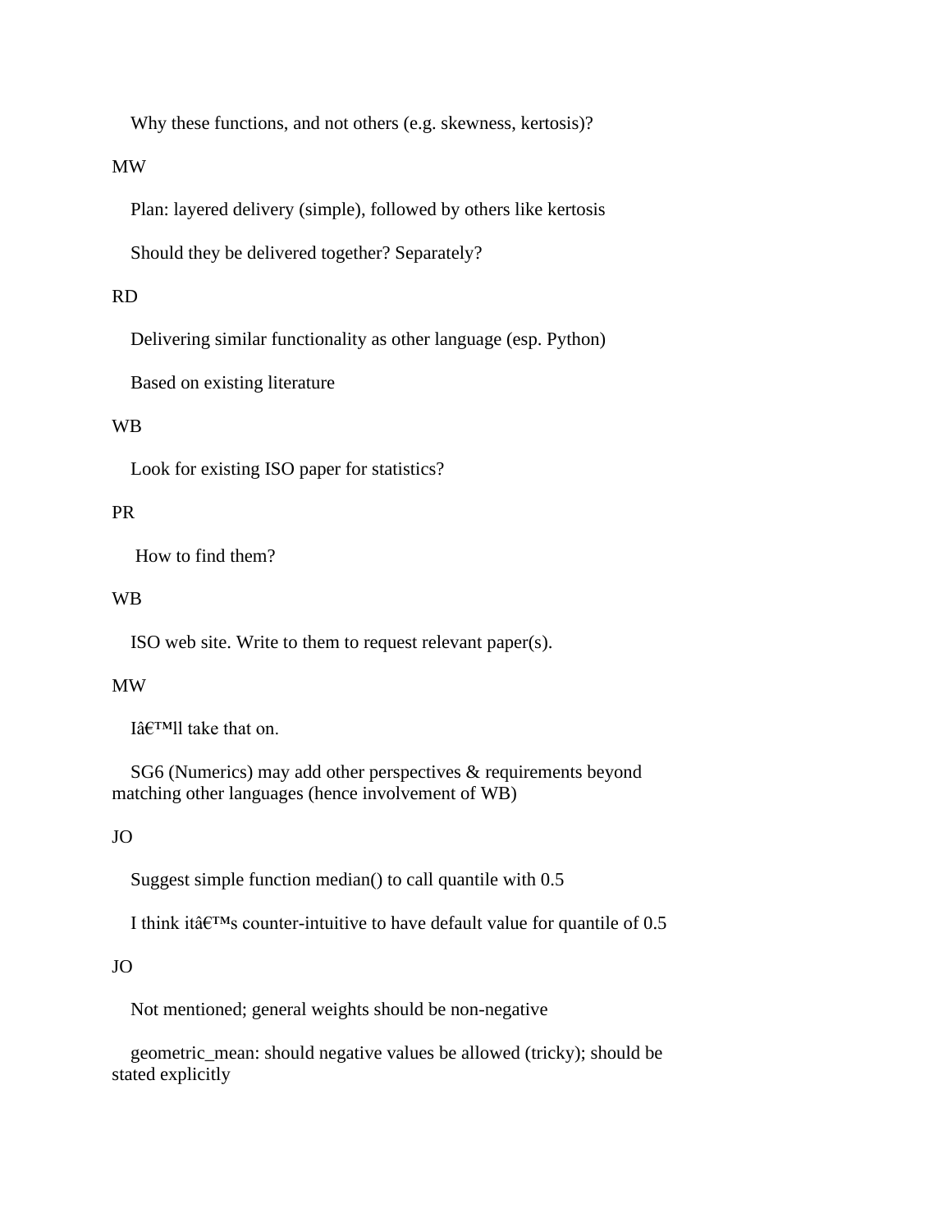Why these functions, and not others (e.g. skewness, kertosis)?

MW

Plan: layered delivery (simple), followed by others like kertosis

Should they be delivered together? Separately?

RD

Delivering similar functionality as other language (esp. Python)

Based on existing literature

WB

Look for existing ISO paper for statistics?

PR

How to find them?

WB

ISO web site. Write to them to request relevant paper(s).

MW

Iâ€™ll take that on.

SG6 (Numerics) may add other perspectives & requirements beyond matching other languages (hence involvement of WB)

JO

Suggest simple function median() to call quantile with 0.5

I think itâ€™s counter-intuitive to have default value for quantile of 0.5

JO

Not mentioned; general weights should be non-negative

geometric_mean: should negative values be allowed (tricky); should be stated explicitly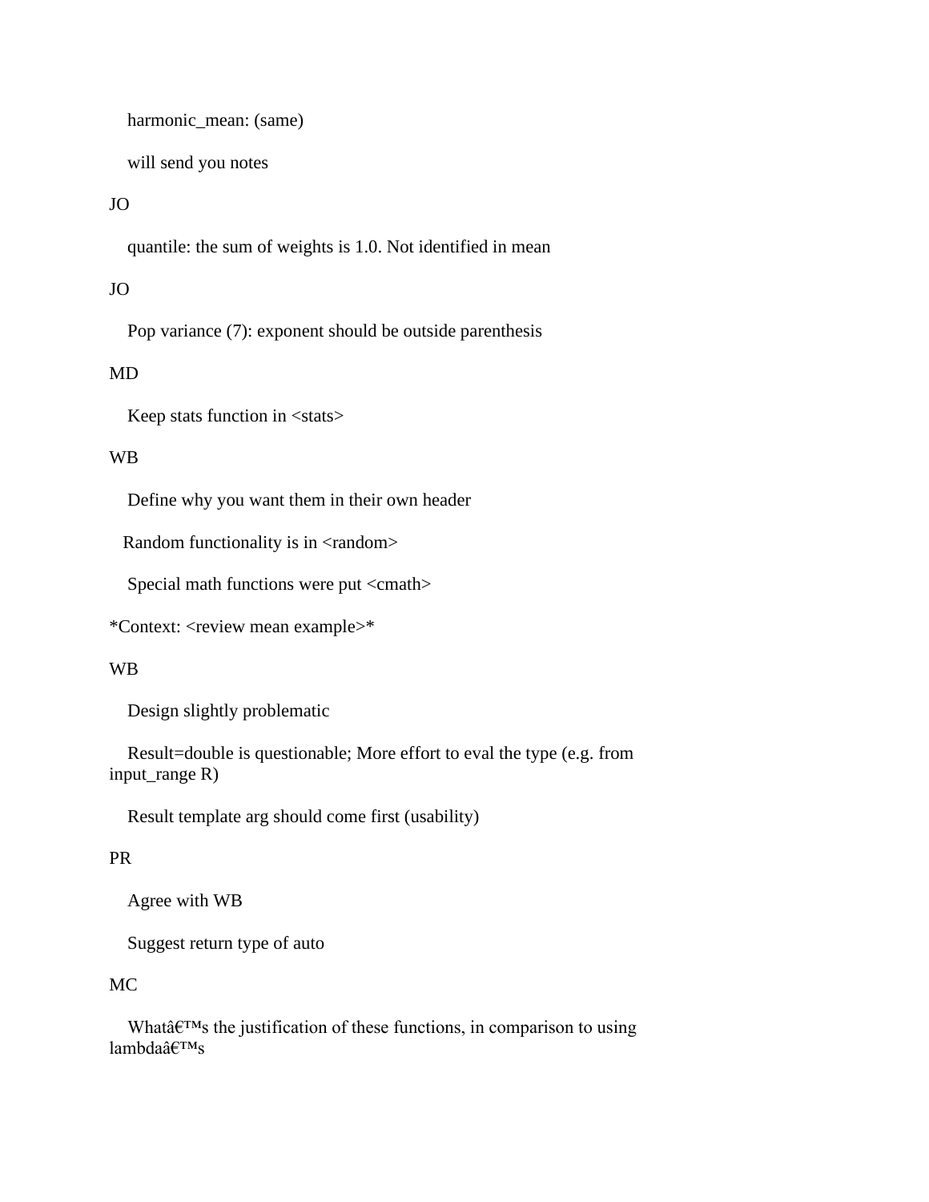harmonic_mean: (same)

will send you notes

JO

quantile: the sum of weights is 1.0. Not identified in mean

JO

Pop variance (7): exponent should be outside parenthesis

MD

Keep stats function in <stats>

WB

Define why you want them in their own header

Random functionality is in <random>

Special math functions were put <cmath>

*Context: <review mean example>*

WB

Design slightly problematic

Result=double is questionable; More effort to eval the type (e.g. from input_range R)

Result template arg should come first (usability)

PR

Agree with WB

Suggest return type of auto

MC

Whatâ€™s the justification of these functions, in comparison to using lambdaâ€™s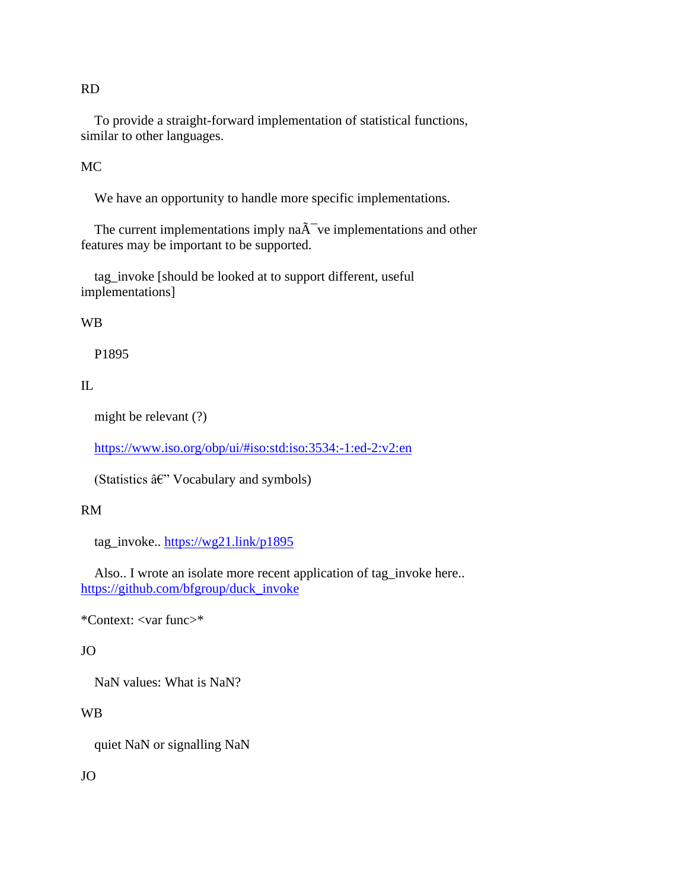RD

To provide a straight-forward implementation of statistical functions, similar to other languages.

MC

We have an opportunity to handle more specific implementations.

The current implementations imply naÃ¯ve implementations and other features may be important to be supported.

tag_invoke [should be looked at to support different, useful implementations]

WB

P1895

IL

might be relevant (?)

[https://www.iso.org/obp/ui/#iso:std:iso:3534:-1:ed-2:v2:en](https://www.iso.org/obp/ui/#iso:std:iso:3534:-1:ed-2:v2:en)

(Statistics â€" Vocabulary and symbols)

RM

tag_invoke.. [https://wg21.link/p1895](https://wg21.link/p1895)

Also.. I wrote an isolate more recent application of tag_invoke here.. [https://github.com/bfgroup/duck_invoke](https://github.com/bfgroup/duck_invoke)

*Context: <var func>*

JO

NaN values: What is NaN?

WB

quiet NaN or signalling NaN

JO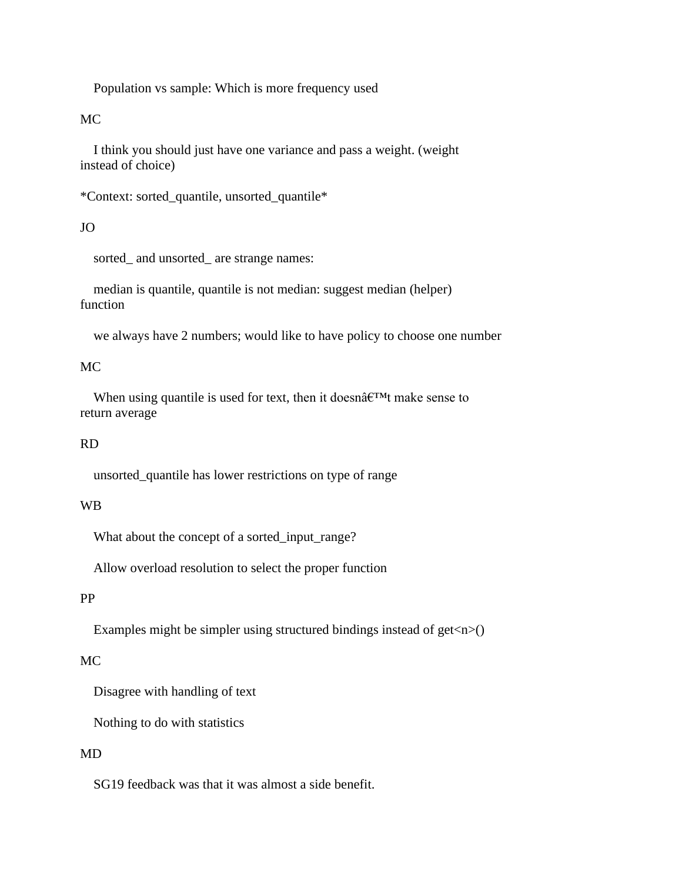Population vs sample: Which is more frequency used

MC

I think you should just have one variance and pass a weight. (weight instead of choice)

*Context: sorted_quantile, unsorted_quantile*

JO

sorted_ and unsorted_ are strange names:

median is quantile, quantile is not median: suggest median (helper) function

we always have 2 numbers; would like to have policy to choose one number

MC

When using quantile is used for text, then it doesnâ€™t make sense to return average

RD

unsorted_quantile has lower restrictions on type of range

WB

What about the concept of a sorted_input_range?

Allow overload resolution to select the proper function

PP

Examples might be simpler using structured bindings instead of get<n>()

MC

Disagree with handling of text

Nothing to do with statistics

MD

SG19 feedback was that it was almost a side benefit.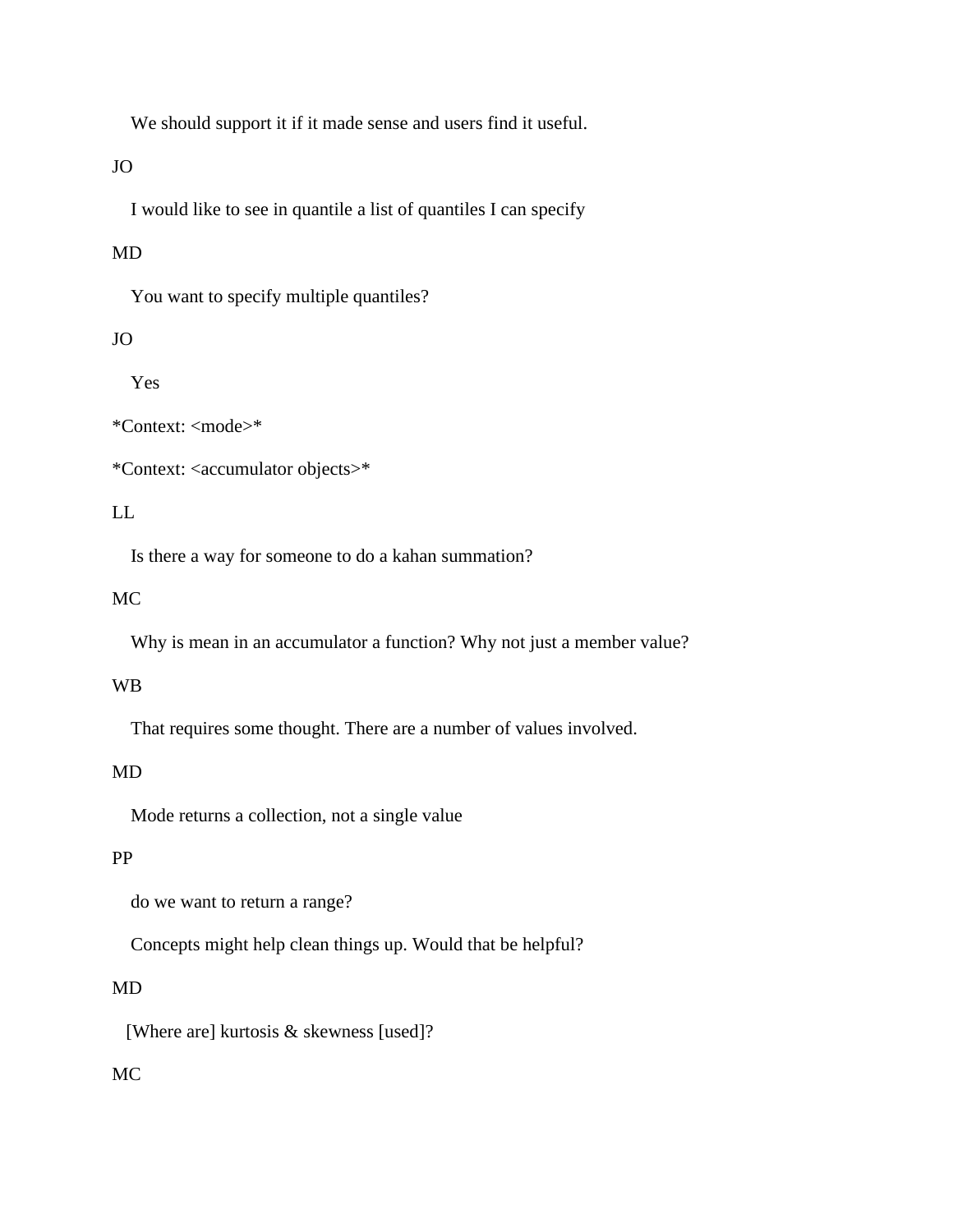We should support it if it made sense and users find it useful.

JO

I would like to see in quantile a list of quantiles I can specify

MD

You want to specify multiple quantiles?

JO

Yes

*Context: <mode>*

*Context: <accumulator objects>*

LL

Is there a way for someone to do a kahan summation?

MC

Why is mean in an accumulator a function? Why not just a member value?

WB

That requires some thought. There are a number of values involved.

MD

Mode returns a collection, not a single value

PP

do we want to return a range?

Concepts might help clean things up. Would that be helpful?

MD

[Where are] kurtosis & skewness [used]?

MC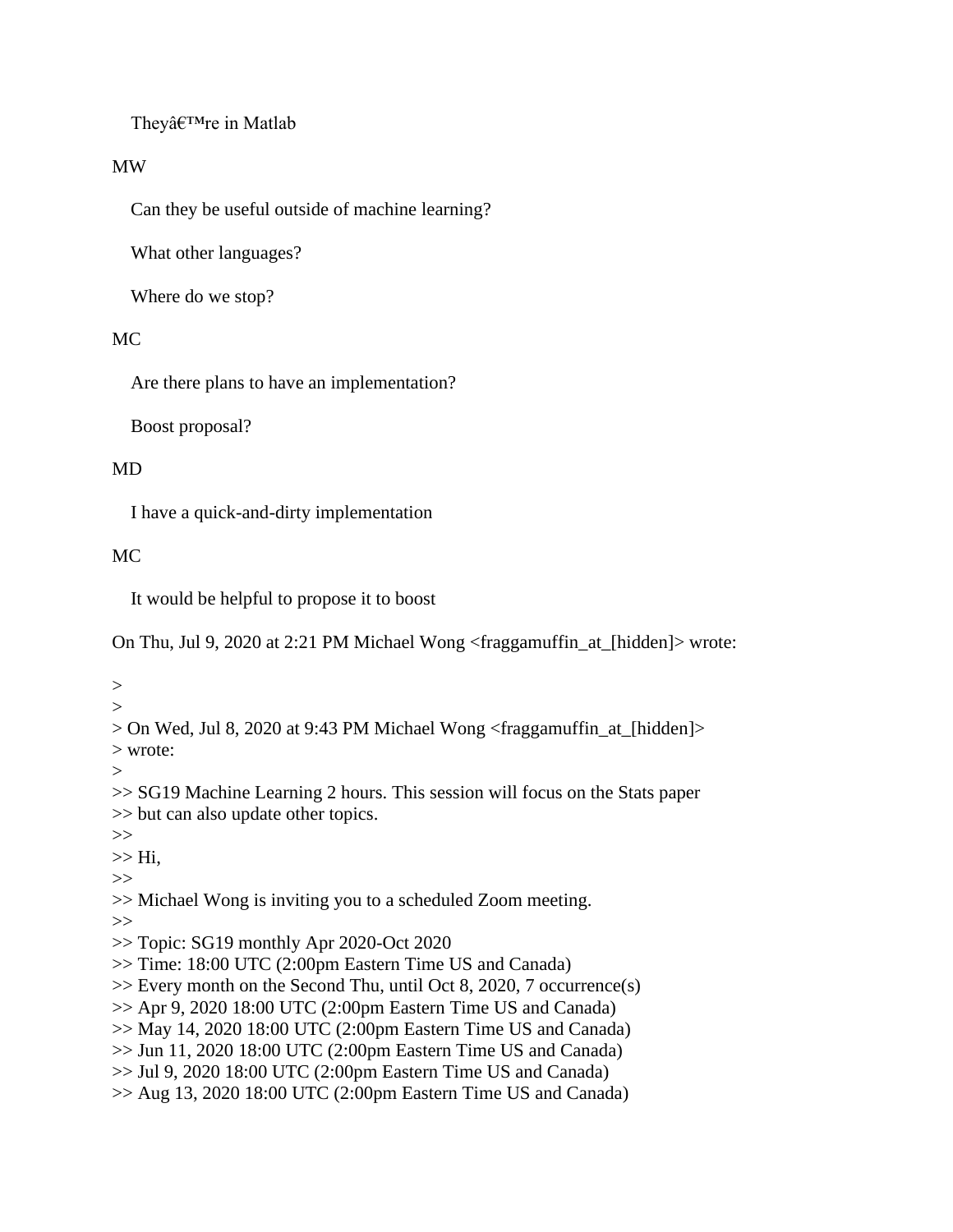Theyâ€™re in Matlab

MW

    Can they be useful outside of machine learning?

    What other languages?

    Where do we stop?

MC

    Are there plans to have an implementation?

    Boost proposal?

MD

    I have a quick-and-dirty implementation

MC

    It would be helpful to propose it to boost

On Thu, Jul 9, 2020 at 2:21 PM Michael Wong <fraggamuffin_at_[hidden]> wrote:

```
>
>
> On Wed, Jul 8, 2020 at 9:43 PM Michael Wong <fraggamuffin_at_[hidden]>
> wrote:
>
>> SG19 Machine Learning 2 hours. This session will focus on the Stats paper
>> but can also update other topics.
>>
>> Hi,
>>
>> Michael Wong is inviting you to a scheduled Zoom meeting.
>>
>> Topic: SG19 monthly Apr 2020-Oct 2020
>> Time: 18:00 UTC (2:00pm Eastern Time US and Canada)
>> Every month on the Second Thu, until Oct 8, 2020, 7 occurrence(s)
>> Apr 9, 2020 18:00 UTC (2:00pm Eastern Time US and Canada)
>> May 14, 2020 18:00 UTC (2:00pm Eastern Time US and Canada)
>> Jun 11, 2020 18:00 UTC (2:00pm Eastern Time US and Canada)
>> Jul 9, 2020 18:00 UTC (2:00pm Eastern Time US and Canada)
>> Aug 13, 2020 18:00 UTC (2:00pm Eastern Time US and Canada)
```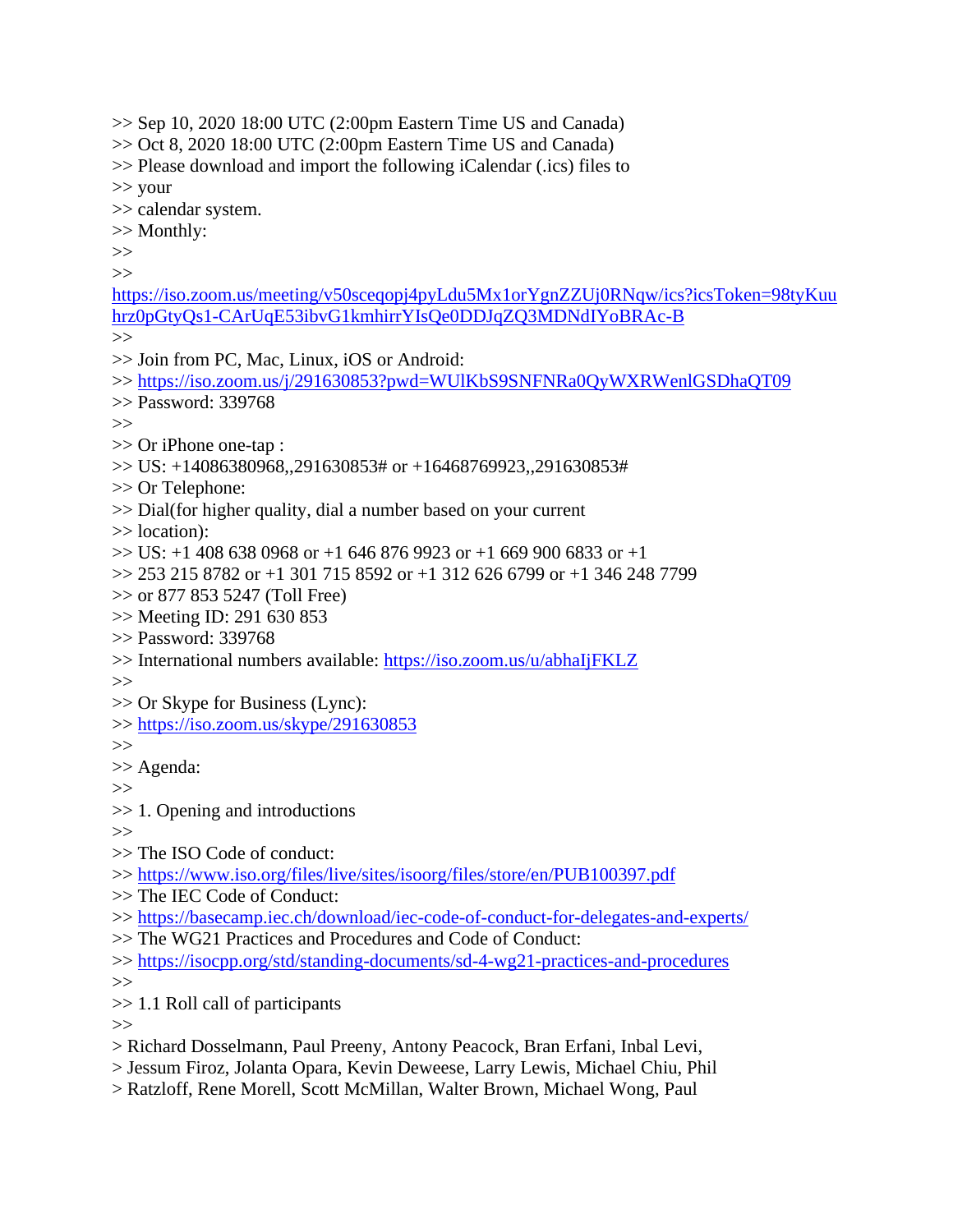>> Sep 10, 2020 18:00 UTC (2:00pm Eastern Time US and Canada)
>> Oct 8, 2020 18:00 UTC (2:00pm Eastern Time US and Canada)
>> Please download and import the following iCalendar (.ics) files to
>> your
>> calendar system.
>> Monthly:
>>
>>
https://iso.zoom.us/meeting/v50sceqopj4pyLdu5Mx1orYgnZZUj0RNqw/ics?icsToken=98tyKuuhrz0pGtyQs1-CArUqE53ibvG1kmhirrYIsQe0DDJqZQ3MDNdIYoBRAc-B
>>
>> Join from PC, Mac, Linux, iOS or Android:
>> https://iso.zoom.us/j/291630853?pwd=WUlKbS9SNFNRa0QyWXRWenlGSDhaQT09
>> Password: 339768
>>
>> Or iPhone one-tap :
>> US: +14086380968,,291630853# or +16468769923,,291630853#
>> Or Telephone:
>> Dial(for higher quality, dial a number based on your current
>> location):
>> US: +1 408 638 0968 or +1 646 876 9923 or +1 669 900 6833 or +1
>> 253 215 8782 or +1 301 715 8592 or +1 312 626 6799 or +1 346 248 7799
>> or 877 853 5247 (Toll Free)
>> Meeting ID: 291 630 853
>> Password: 339768
>> International numbers available: https://iso.zoom.us/u/abhaIjFKLZ
>>
>> Or Skype for Business (Lync):
>> https://iso.zoom.us/skype/291630853
>>
>> Agenda:
>>
>> 1. Opening and introductions
>>
>> The ISO Code of conduct:
>> https://www.iso.org/files/live/sites/isoorg/files/store/en/PUB100397.pdf
>> The IEC Code of Conduct:
>> https://basecamp.iec.ch/download/iec-code-of-conduct-for-delegates-and-experts/
>> The WG21 Practices and Procedures and Code of Conduct:
>> https://isocpp.org/std/standing-documents/sd-4-wg21-practices-and-procedures
>>
>> 1.1 Roll call of participants
>>
> Richard Dosselmann, Paul Preeny, Antony Peacock, Bran Erfani, Inbal Levi,
> Jessum Firoz, Jolanta Opara, Kevin Deweese, Larry Lewis, Michael Chiu, Phil
> Ratzloff, Rene Morell, Scott McMillan, Walter Brown, Michael Wong, Paul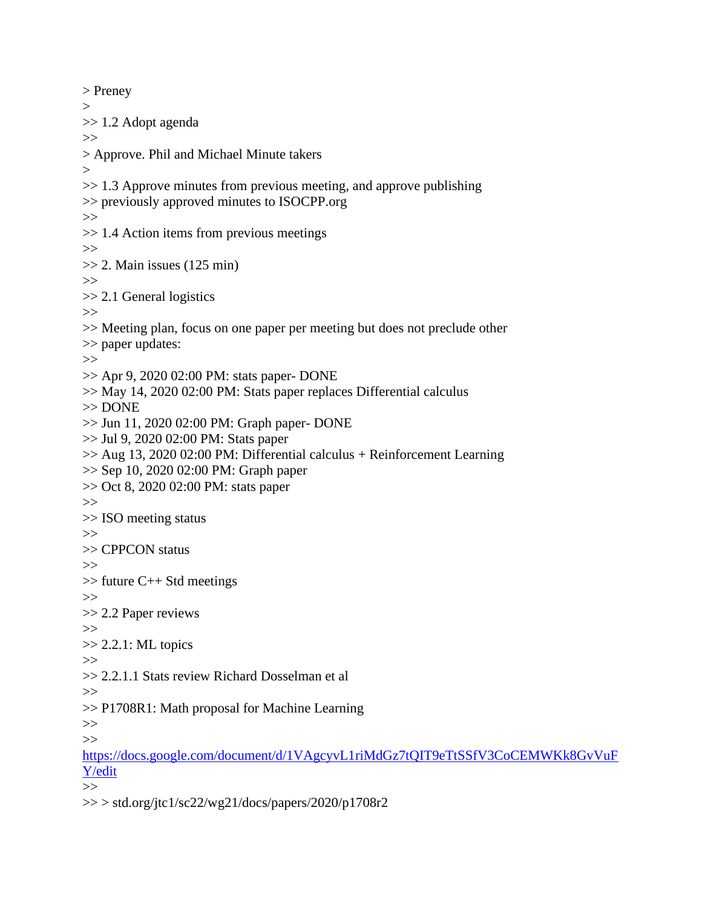> Preney
>
>> 1.2 Adopt agenda
>>
> Approve. Phil and Michael Minute takers
>
>> 1.3 Approve minutes from previous meeting, and approve publishing
>> previously approved minutes to ISOCPP.org
>>
>> 1.4 Action items from previous meetings
>>
>> 2. Main issues (125 min)
>>
>> 2.1 General logistics
>>
>> Meeting plan, focus on one paper per meeting but does not preclude other
>> paper updates:
>>
>> Apr 9, 2020 02:00 PM: stats paper- DONE
>> May 14, 2020 02:00 PM: Stats paper replaces Differential calculus
>> DONE
>> Jun 11, 2020 02:00 PM: Graph paper- DONE
>> Jul 9, 2020 02:00 PM: Stats paper
>> Aug 13, 2020 02:00 PM: Differential calculus + Reinforcement Learning
>> Sep 10, 2020 02:00 PM: Graph paper
>> Oct 8, 2020 02:00 PM: stats paper
>>
>> ISO meeting status
>>
>> CPPCON status
>>
>> future C++ Std meetings
>>
>> 2.2 Paper reviews
>>
>> 2.2.1: ML topics
>>
>> 2.2.1.1 Stats review Richard Dosselman et al
>>
>> P1708R1: Math proposal for Machine Learning
>>
>>
https://docs.google.com/document/d/1VAgcyvL1riMdGz7tQIT9eTtSSfV3CoCEMWKk8GvVuFY/edit
>>
>> > std.org/jtc1/sc22/wg21/docs/papers/2020/p1708r2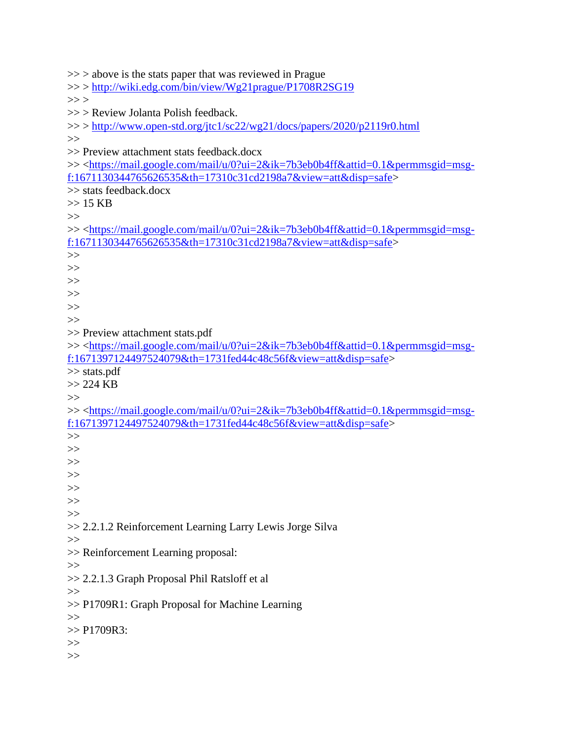>> > above is the stats paper that was reviewed in Prague
>> > http://wiki.edg.com/bin/view/Wg21prague/P1708R2SG19
>> >
>> > Review Jolanta Polish feedback.
>> > http://www.open-std.org/jtc1/sc22/wg21/docs/papers/2020/p2119r0.html
>>
>> Preview attachment stats feedback.docx
>> <https://mail.google.com/mail/u/0?ui=2&ik=7b3eb0b4ff&attid=0.1&permmsgid=msg-f:1671130344765626535&th=17310c31cd2198a7&view=att&disp=safe>
>> stats feedback.docx
>> 15 KB
>>
>> <https://mail.google.com/mail/u/0?ui=2&ik=7b3eb0b4ff&attid=0.1&permmsgid=msg-f:1671130344765626535&th=17310c31cd2198a7&view=att&disp=safe>
>>
>>
>>
>>
>>
>>
>> Preview attachment stats.pdf
>> <https://mail.google.com/mail/u/0?ui=2&ik=7b3eb0b4ff&attid=0.1&permmsgid=msg-f:1671397124497524079&th=1731fed44c48c56f&view=att&disp=safe>
>> stats.pdf
>> 224 KB
>>
>> <https://mail.google.com/mail/u/0?ui=2&ik=7b3eb0b4ff&attid=0.1&permmsgid=msg-f:1671397124497524079&th=1731fed44c48c56f&view=att&disp=safe>
>>
>>
>>
>>
>>
>>
>>
>> 2.2.1.2 Reinforcement Learning Larry Lewis Jorge Silva
>>
>> Reinforcement Learning proposal:
>>
>> 2.2.1.3 Graph Proposal Phil Ratsloff et al
>>
>> P1709R1: Graph Proposal for Machine Learning
>>
>> P1709R3:
>>
>>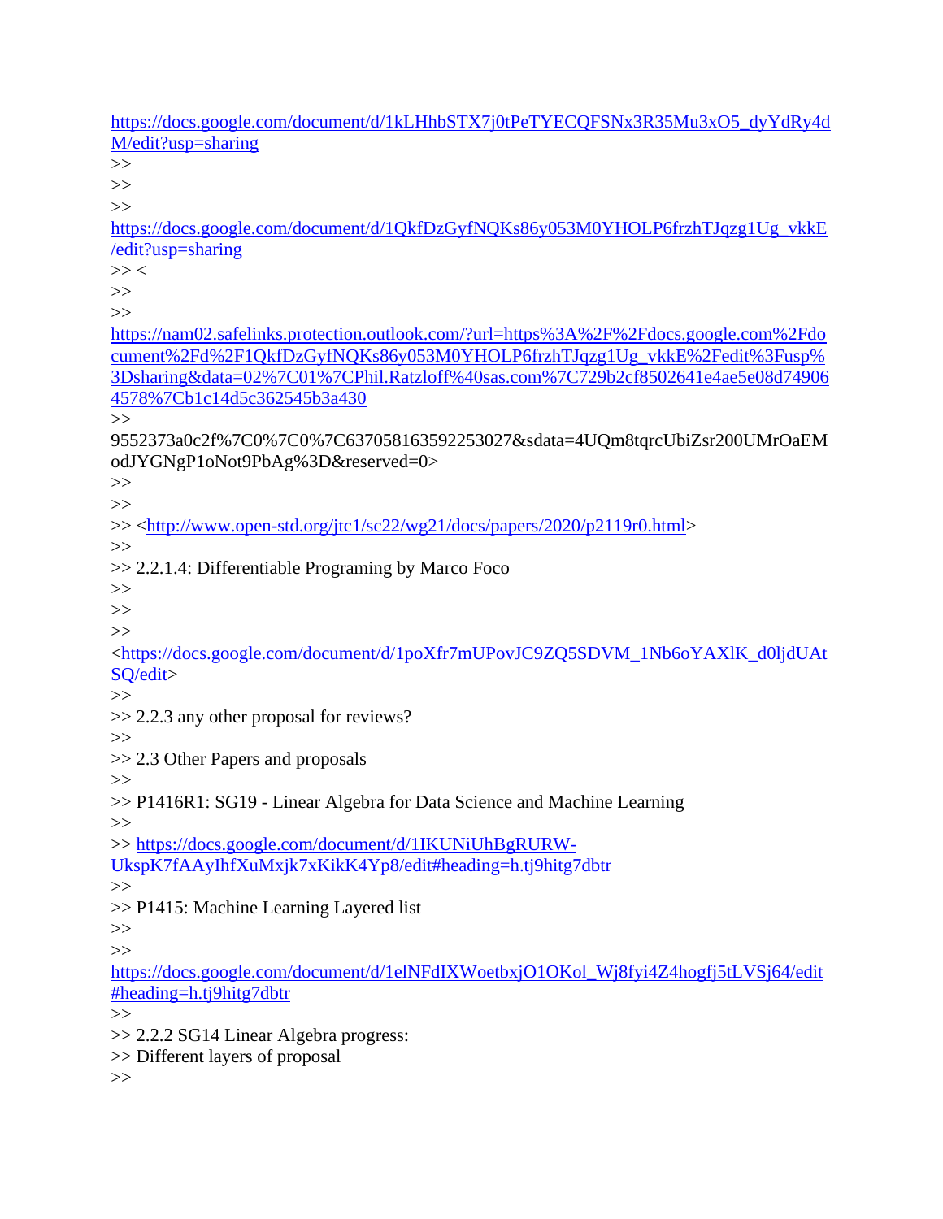https://docs.google.com/document/d/1kLHhbSTX7j0tPeTYECQFSNx3R35Mu3xO5_dyYdRy4dM/edit?usp=sharing
>>
>>
>>
https://docs.google.com/document/d/1QkfDzGyfNQKs86y053M0YHOLP6frzhTJqzg1Ug_vkkE/edit?usp=sharing
>> <
>>
>>
https://nam02.safelinks.protection.outlook.com/?url=https%3A%2F%2Fdocs.google.com%2Fdocument%2Fd%2F1QkfDzGyfNQKs86y053M0YHOLP6frzhTJqzg1Ug_vkkE%2Fedit%3Fusp%3Dsharing&data=02%7C01%7CPhil.Ratzloff%40sas.com%7C729b2cf8502641e4ae5e08d749064578%7Cb1c14d5c362545b3a430
>>
9552373a0c2f%7C0%7C0%7C637058163592253027&sdata=4UQm8tqrcUbiZsr200UMrOaEModJYGNgP1oNot9PbAg%3D&reserved=0>
>>
>>
>> <http://www.open-std.org/jtc1/sc22/wg21/docs/papers/2020/p2119r0.html>
>>
>> 2.2.1.4: Differentiable Programing by Marco Foco
>>
>>
>>
<https://docs.google.com/document/d/1poXfr7mUPovJC9ZQ5SDVM_1Nb6oYAXlK_d0ljdUAtSQ/edit>
>>
>> 2.2.3 any other proposal for reviews?
>>
>> 2.3 Other Papers and proposals
>>
>> P1416R1: SG19 - Linear Algebra for Data Science and Machine Learning
>>
>> https://docs.google.com/document/d/1IKUNiUhBgRURW-UkspK7fAAyIhfXuMxjk7xKikK4Yp8/edit#heading=h.tj9hitg7dbtr
>>
>> P1415: Machine Learning Layered list
>>
>>
https://docs.google.com/document/d/1elNFdIXWoetbxjO1OKol_Wj8fyi4Z4hogfj5tLVSj64/edit#heading=h.tj9hitg7dbtr
>>
>> 2.2.2 SG14 Linear Algebra progress:
>> Different layers of proposal
>>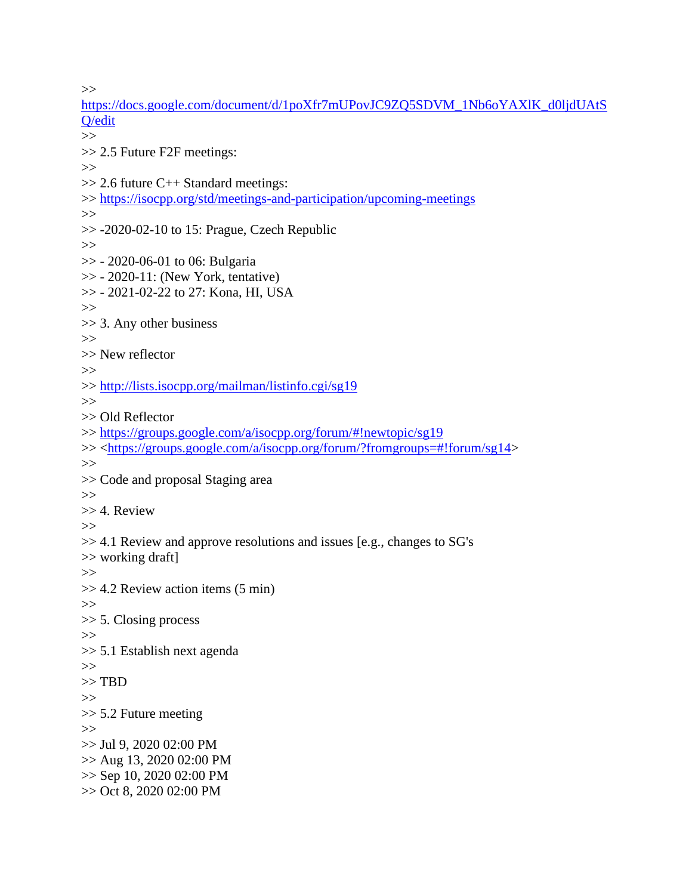>>
https://docs.google.com/document/d/1poXfr7mUPovJC9ZQ5SDVM_1Nb6oYAXlK_d0ljdUAtSQ/edit
>>
>> 2.5 Future F2F meetings:
>>
>> 2.6 future C++ Standard meetings:
>> https://isocpp.org/std/meetings-and-participation/upcoming-meetings
>>
>> -2020-02-10 to 15: Prague, Czech Republic
>>
>> - 2020-06-01 to 06: Bulgaria
>> - 2020-11: (New York, tentative)
>> - 2021-02-22 to 27: Kona, HI, USA
>>
>> 3. Any other business
>>
>> New reflector
>>
>> http://lists.isocpp.org/mailman/listinfo.cgi/sg19
>>
>> Old Reflector
>> https://groups.google.com/a/isocpp.org/forum/#!newtopic/sg19
>> <https://groups.google.com/a/isocpp.org/forum/?fromgroups=#!forum/sg14>
>>
>> Code and proposal Staging area
>>
>> 4. Review
>>
>> 4.1 Review and approve resolutions and issues [e.g., changes to SG's
>> working draft]
>>
>> 4.2 Review action items (5 min)
>>
>> 5. Closing process
>>
>> 5.1 Establish next agenda
>>
>> TBD
>>
>> 5.2 Future meeting
>>
>> Jul 9, 2020 02:00 PM
>> Aug 13, 2020 02:00 PM
>> Sep 10, 2020 02:00 PM
>> Oct 8, 2020 02:00 PM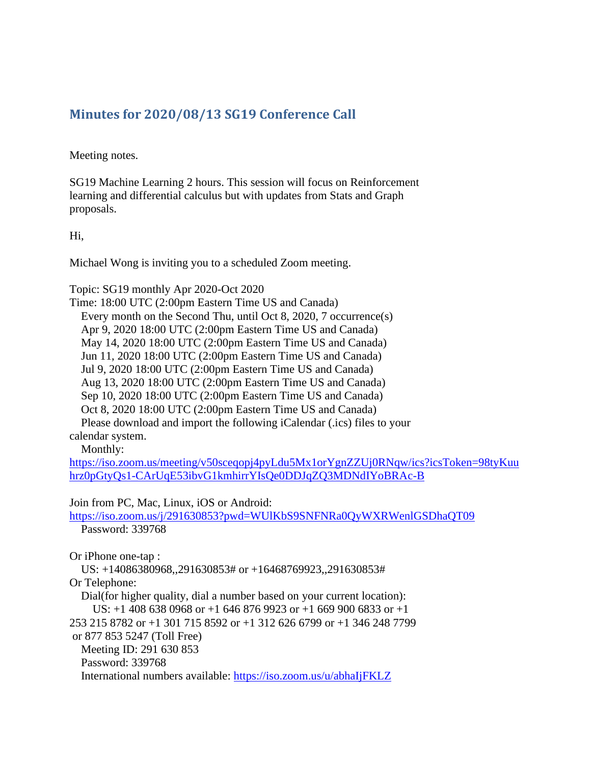## Minutes for 2020/08/13 SG19 Conference Call

Meeting notes.

SG19 Machine Learning 2 hours. This session will focus on Reinforcement learning and differential calculus but with updates from Stats and Graph proposals.

Hi,

Michael Wong is inviting you to a scheduled Zoom meeting.

Topic: SG19 monthly Apr 2020-Oct 2020
Time: 18:00 UTC (2:00pm Eastern Time US and Canada)
Every month on the Second Thu, until Oct 8, 2020, 7 occurrence(s)
Apr 9, 2020 18:00 UTC (2:00pm Eastern Time US and Canada)
May 14, 2020 18:00 UTC (2:00pm Eastern Time US and Canada)
Jun 11, 2020 18:00 UTC (2:00pm Eastern Time US and Canada)
Jul 9, 2020 18:00 UTC (2:00pm Eastern Time US and Canada)
Aug 13, 2020 18:00 UTC (2:00pm Eastern Time US and Canada)
Sep 10, 2020 18:00 UTC (2:00pm Eastern Time US and Canada)
Oct 8, 2020 18:00 UTC (2:00pm Eastern Time US and Canada)
Please download and import the following iCalendar (.ics) files to your calendar system.
Monthly:
https://iso.zoom.us/meeting/v50sceqopj4pyLdu5Mx1orYgnZZUj0RNqw/ics?icsToken=98tyKuuhrz0pGtyQs1-CArUqE53ibvG1kmhirrYIsQe0DDJqZQ3MDNdIYoBRAc-B

Join from PC, Mac, Linux, iOS or Android:
https://iso.zoom.us/j/291630853?pwd=WUlKbS9SNFNRa0QyWXRWenlGSDhaQT09
Password: 339768

Or iPhone one-tap :
US: +14086380968,,291630853# or +16468769923,,291630853#
Or Telephone:
Dial(for higher quality, dial a number based on your current location):
US: +1 408 638 0968 or +1 646 876 9923 or +1 669 900 6833 or +1 253 215 8782 or +1 301 715 8592 or +1 312 626 6799 or +1 346 248 7799 or 877 853 5247 (Toll Free)
Meeting ID: 291 630 853
Password: 339768
International numbers available: https://iso.zoom.us/u/abhaIjFKLZ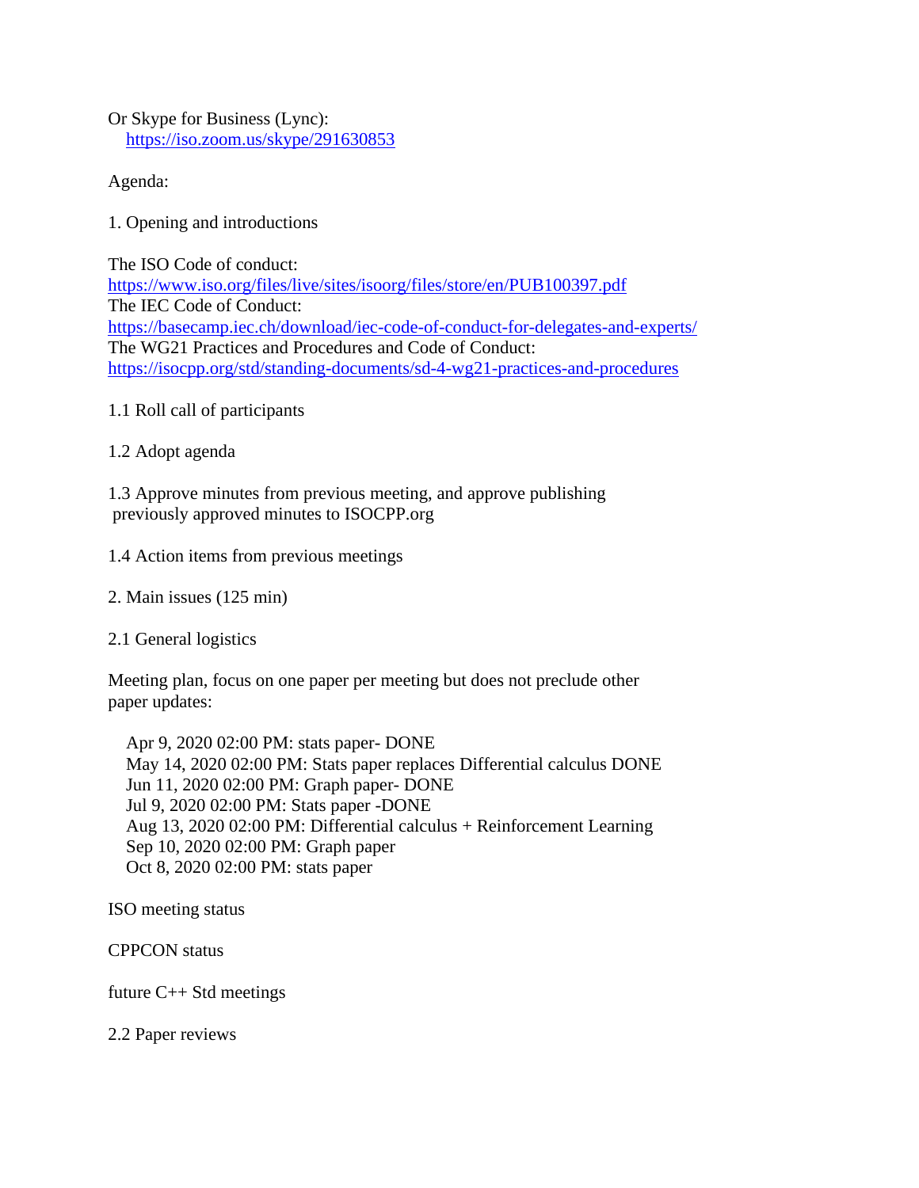Or Skype for Business (Lync):
https://iso.zoom.us/skype/291630853

Agenda:

1. Opening and introductions

The ISO Code of conduct:
https://www.iso.org/files/live/sites/isoorg/files/store/en/PUB100397.pdf
The IEC Code of Conduct:
https://basecamp.iec.ch/download/iec-code-of-conduct-for-delegates-and-experts/
The WG21 Practices and Procedures and Code of Conduct:
https://isocpp.org/std/standing-documents/sd-4-wg21-practices-and-procedures

1.1 Roll call of participants

1.2 Adopt agenda

1.3 Approve minutes from previous meeting, and approve publishing previously approved minutes to ISOCPP.org

1.4 Action items from previous meetings

2. Main issues (125 min)

2.1 General logistics

Meeting plan, focus on one paper per meeting but does not preclude other paper updates:

Apr 9, 2020 02:00 PM: stats paper- DONE
May 14, 2020 02:00 PM: Stats paper replaces Differential calculus DONE
Jun 11, 2020 02:00 PM: Graph paper- DONE
Jul 9, 2020 02:00 PM: Stats paper -DONE
Aug 13, 2020 02:00 PM: Differential calculus + Reinforcement Learning
Sep 10, 2020 02:00 PM: Graph paper
Oct 8, 2020 02:00 PM: stats paper

ISO meeting status

CPPCON status

future C++ Std meetings

2.2 Paper reviews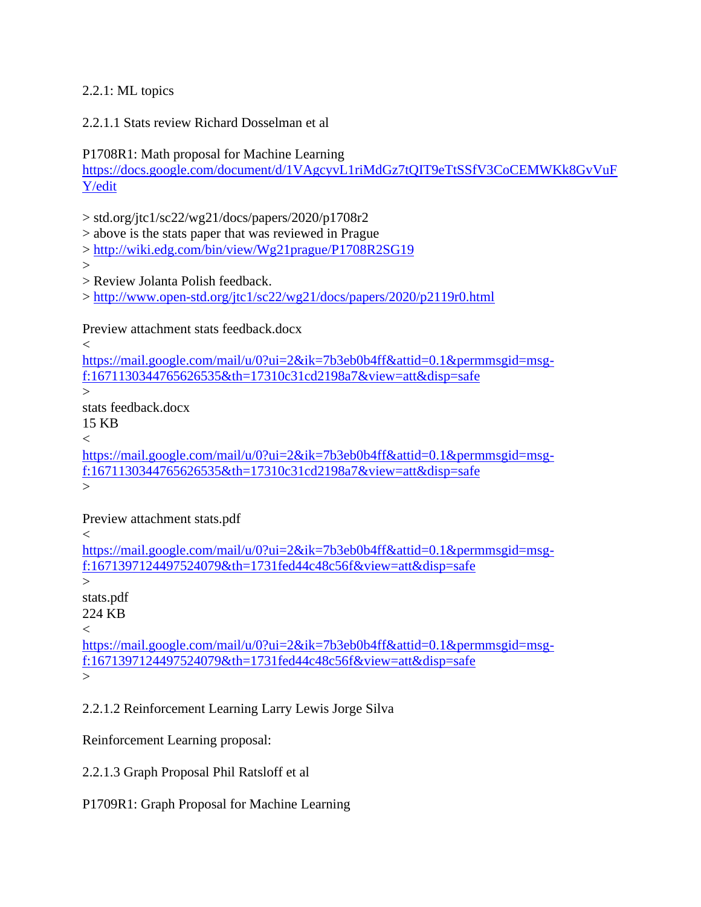2.2.1: ML topics

2.2.1.1 Stats review Richard Dosselman et al

P1708R1: Math proposal for Machine Learning
https://docs.google.com/document/d/1VAgcyvL1riMdGz7tQIT9eTtSSfV3CoCEMWKk8GvVuFY/edit

> std.org/jtc1/sc22/wg21/docs/papers/2020/p1708r2
> above is the stats paper that was reviewed in Prague
> http://wiki.edg.com/bin/view/Wg21prague/P1708R2SG19
>
> Review Jolanta Polish feedback.
> http://www.open-std.org/jtc1/sc22/wg21/docs/papers/2020/p2119r0.html

Preview attachment stats feedback.docx
<
https://mail.google.com/mail/u/0?ui=2&ik=7b3eb0b4ff&attid=0.1&permmsgid=msg-f:1671130344765626535&th=17310c31cd2198a7&view=att&disp=safe
>
stats feedback.docx
15 KB
<
https://mail.google.com/mail/u/0?ui=2&ik=7b3eb0b4ff&attid=0.1&permmsgid=msg-f:1671130344765626535&th=17310c31cd2198a7&view=att&disp=safe
>

Preview attachment stats.pdf
<
https://mail.google.com/mail/u/0?ui=2&ik=7b3eb0b4ff&attid=0.1&permmsgid=msg-f:1671397124497524079&th=1731fed44c48c56f&view=att&disp=safe
>
stats.pdf
224 KB
<
https://mail.google.com/mail/u/0?ui=2&ik=7b3eb0b4ff&attid=0.1&permmsgid=msg-f:1671397124497524079&th=1731fed44c48c56f&view=att&disp=safe
>

2.2.1.2 Reinforcement Learning Larry Lewis Jorge Silva

Reinforcement Learning proposal:

2.2.1.3 Graph Proposal Phil Ratsloff et al

P1709R1: Graph Proposal for Machine Learning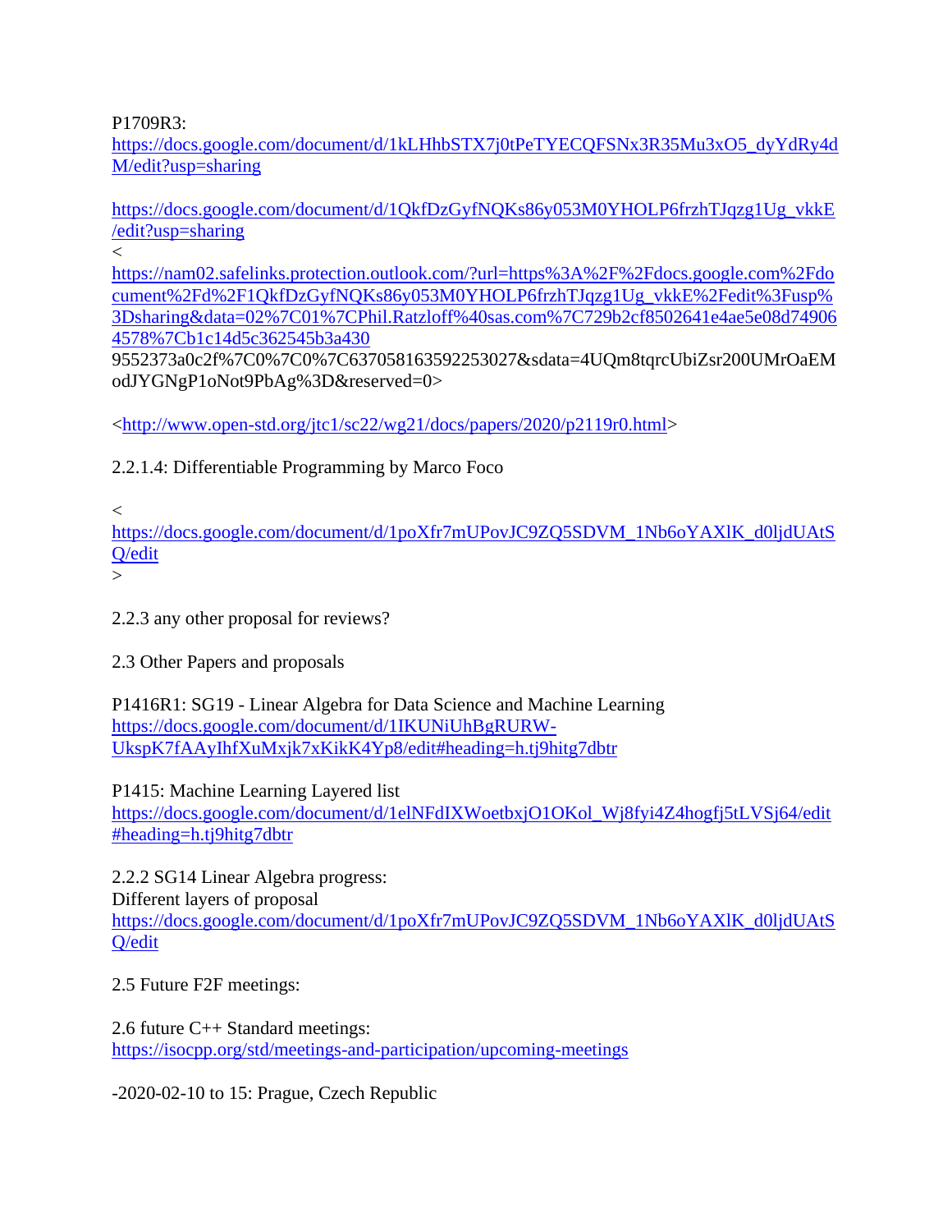P1709R3:
https://docs.google.com/document/d/1kLHhbSTX7j0tPeTYECQFSNx3R35Mu3xO5_dyYdRy4dM/edit?usp=sharing

https://docs.google.com/document/d/1QkfDzGyfNQKs86y053M0YHOLP6frzhTJqzg1Ug_vkkE/edit?usp=sharing
<
https://nam02.safelinks.protection.outlook.com/?url=https%3A%2F%2Fdocs.google.com%2Fdocument%2Fd%2F1QkfDzGyfNQKs86y053M0YHOLP6frzhTJqzg1Ug_vkkE%2Fedit%3Fusp%3Dsharing&data=02%7C01%7CPhil.Ratzloff%40sas.com%7C729b2cf8502641e4ae5e08d749064578%7Cb1c14d5c362545b3a430
9552373a0c2f%7C0%7C0%7C637058163592253027&sdata=4UQm8tqrcUbiZsr200UMrOaEModJYGNgP1oNot9PbAg%3D&reserved=0>

<http://www.open-std.org/jtc1/sc22/wg21/docs/papers/2020/p2119r0.html>

2.2.1.4: Differentiable Programming by Marco Foco

<
https://docs.google.com/document/d/1poXfr7mUPovJC9ZQ5SDVM_1Nb6oYAXlK_d0ljdUAtSQ/edit
>

2.2.3 any other proposal for reviews?

2.3 Other Papers and proposals

P1416R1: SG19 - Linear Algebra for Data Science and Machine Learning
https://docs.google.com/document/d/1IKUNiUhBgRURW-UkspK7fAAyIhfXuMxjk7xKikK4Yp8/edit#heading=h.tj9hitg7dbtr

P1415: Machine Learning Layered list
https://docs.google.com/document/d/1elNFdIXWoetbxjO1OKol_Wj8fyi4Z4hogfj5tLVSj64/edit#heading=h.tj9hitg7dbtr

2.2.2 SG14 Linear Algebra progress:
Different layers of proposal
https://docs.google.com/document/d/1poXfr7mUPovJC9ZQ5SDVM_1Nb6oYAXlK_d0ljdUAtSQ/edit

2.5 Future F2F meetings:

2.6 future C++ Standard meetings:
https://isocpp.org/std/meetings-and-participation/upcoming-meetings

-2020-02-10 to 15: Prague, Czech Republic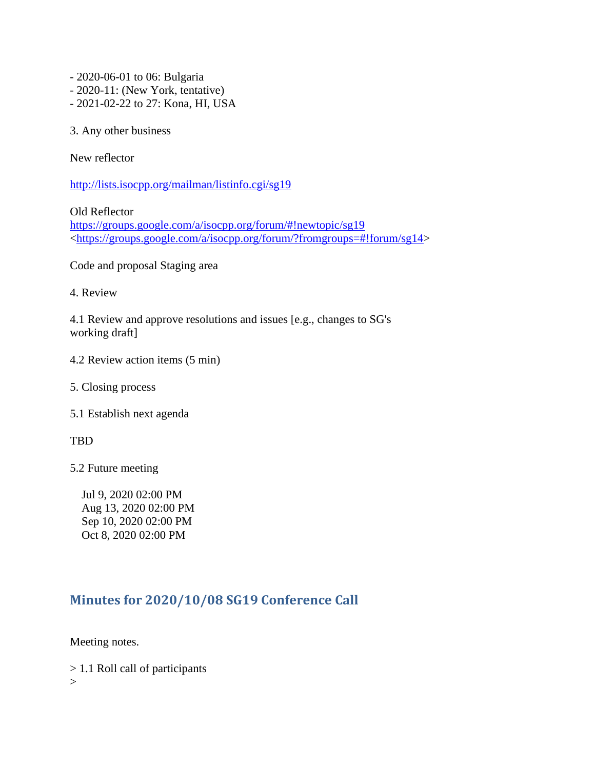- 2020-06-01 to 06: Bulgaria
- 2020-11: (New York, tentative)
- 2021-02-22 to 27: Kona, HI, USA

3. Any other business

New reflector

http://lists.isocpp.org/mailman/listinfo.cgi/sg19

Old Reflector
https://groups.google.com/a/isocpp.org/forum/#!newtopic/sg19
<https://groups.google.com/a/isocpp.org/forum/?fromgroups=#!forum/sg14>

Code and proposal Staging area

4. Review

4.1 Review and approve resolutions and issues [e.g., changes to SG's working draft]

4.2 Review action items (5 min)

5. Closing process

5.1 Establish next agenda

TBD

5.2 Future meeting

Jul 9, 2020 02:00 PM
Aug 13, 2020 02:00 PM
Sep 10, 2020 02:00 PM
Oct 8, 2020 02:00 PM

## Minutes for 2020/10/08 SG19 Conference Call

Meeting notes.

> 1.1 Roll call of participants
>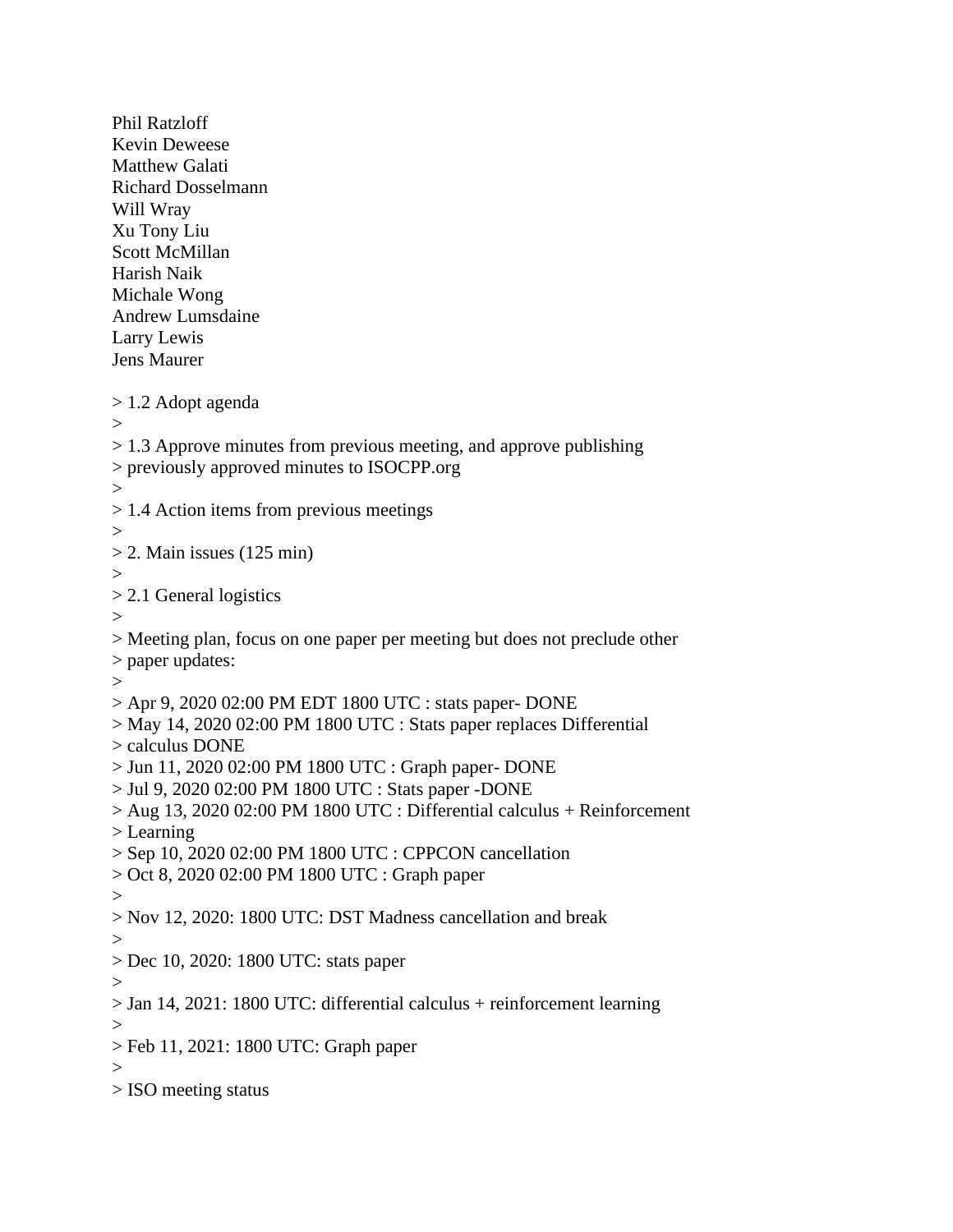Phil Ratzloff
Kevin Deweese
Matthew Galati
Richard Dosselmann
Will Wray
Xu Tony Liu
Scott McMillan
Harish Naik
Michale Wong
Andrew Lumsdaine
Larry Lewis
Jens Maurer

> 1.2 Adopt agenda
>
> 1.3 Approve minutes from previous meeting, and approve publishing
> previously approved minutes to ISOCPP.org
>
> 1.4 Action items from previous meetings
>
> 2. Main issues (125 min)
>
> 2.1 General logistics
>
> Meeting plan, focus on one paper per meeting but does not preclude other
> paper updates:
>
> Apr 9, 2020 02:00 PM EDT 1800 UTC : stats paper- DONE
> May 14, 2020 02:00 PM 1800 UTC : Stats paper replaces Differential
> calculus DONE
> Jun 11, 2020 02:00 PM 1800 UTC : Graph paper- DONE
> Jul 9, 2020 02:00 PM 1800 UTC : Stats paper -DONE
> Aug 13, 2020 02:00 PM 1800 UTC : Differential calculus + Reinforcement
> Learning
> Sep 10, 2020 02:00 PM 1800 UTC : CPPCON cancellation
> Oct 8, 2020 02:00 PM 1800 UTC : Graph paper
>
> Nov 12, 2020: 1800 UTC: DST Madness cancellation and break
>
> Dec 10, 2020: 1800 UTC: stats paper
>
> Jan 14, 2021: 1800 UTC: differential calculus + reinforcement learning
>
> Feb 11, 2021: 1800 UTC: Graph paper
>
> ISO meeting status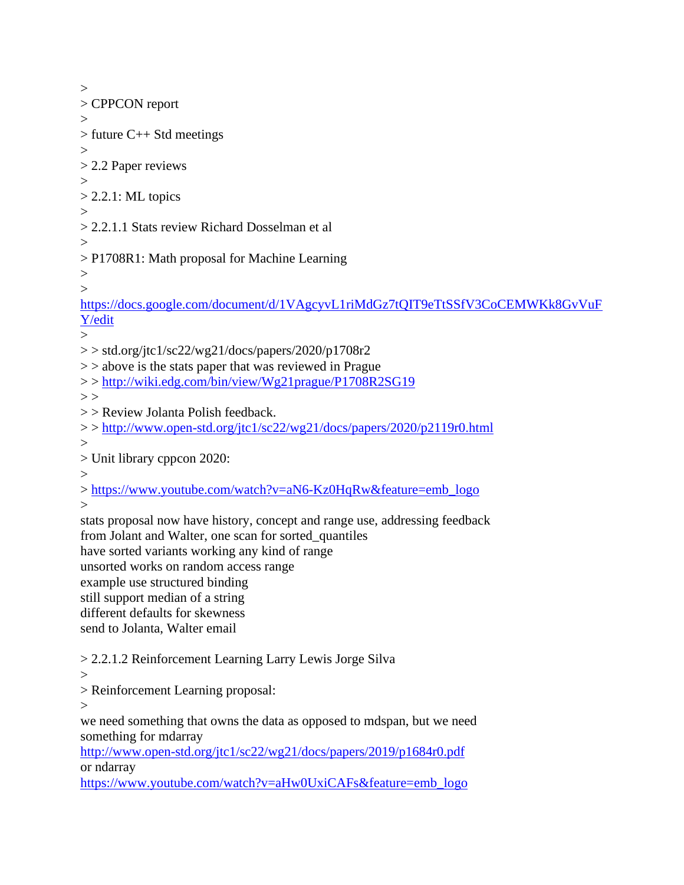>
> CPPCON report
>
> future C++ Std meetings
>
> 2.2 Paper reviews
>
> 2.2.1: ML topics
>
> 2.2.1.1 Stats review Richard Dosselman et al
>
> P1708R1: Math proposal for Machine Learning
>
>
https://docs.google.com/document/d/1VAgcyvL1riMdGz7tQIT9eTtSSfV3CoCEMWKk8GvVuFY/edit
>
> > std.org/jtc1/sc22/wg21/docs/papers/2020/p1708r2
> > above is the stats paper that was reviewed in Prague
> > http://wiki.edg.com/bin/view/Wg21prague/P1708R2SG19
> >
> > Review Jolanta Polish feedback.
> > http://www.open-std.org/jtc1/sc22/wg21/docs/papers/2020/p2119r0.html
>
> Unit library cppcon 2020:
>
> https://www.youtube.com/watch?v=aN6-Kz0HqRw&feature=emb_logo
>

stats proposal now have history, concept and range use, addressing feedback from Jolant and Walter, one scan for sorted_quantiles
have sorted variants working any kind of range
unsorted works on random access range
example use structured binding
still support median of a string
different defaults for skewness
send to Jolanta, Walter email

> 2.2.1.2 Reinforcement Learning Larry Lewis Jorge Silva
>
> Reinforcement Learning proposal:
>

we need something that owns the data as opposed to mdspan, but we need something for mdarray
http://www.open-std.org/jtc1/sc22/wg21/docs/papers/2019/p1684r0.pdf
or ndarray
https://www.youtube.com/watch?v=aHw0UxiCAFs&feature=emb_logo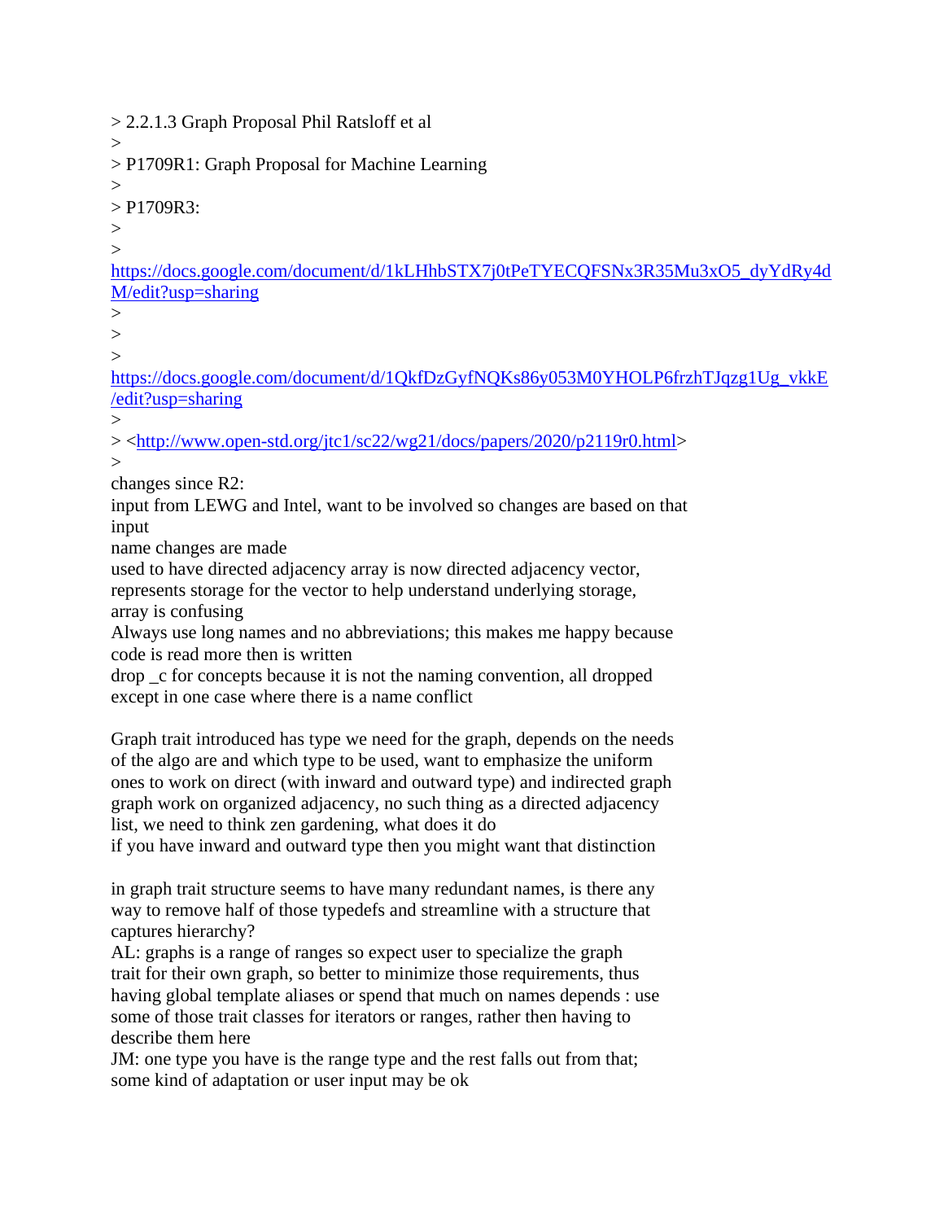> 2.2.1.3 Graph Proposal Phil Ratsloff et al
>
> P1709R1: Graph Proposal for Machine Learning
>
> P1709R3:
>
>
https://docs.google.com/document/d/1kLHhbSTX7j0tPeTYECQFSNx3R35Mu3xO5_dyYdRy4dM/edit?usp=sharing
>
>
>
https://docs.google.com/document/d/1QkfDzGyfNQKs86y053M0YHOLP6frzhTJqzg1Ug_vkkE/edit?usp=sharing
>
> <http://www.open-std.org/jtc1/sc22/wg21/docs/papers/2020/p2119r0.html>
>

changes since R2:
input from LEWG and Intel, want to be involved so changes are based on that input
name changes are made
used to have directed adjacency array is now directed adjacency vector, represents storage for the vector to help understand underlying storage, array is confusing
Always use long names and no abbreviations; this makes me happy because code is read more then is written
drop _c for concepts because it is not the naming convention, all dropped except in one case where there is a name conflict

Graph trait introduced has type we need for the graph, depends on the needs of the algo are and which type to be used, want to emphasize the uniform ones to work on direct (with inward and outward type) and indirected graph graph work on organized adjacency, no such thing as a directed adjacency list, we need to think zen gardening, what does it do
if you have inward and outward type then you might want that distinction

in graph trait structure seems to have many redundant names, is there any way to remove half of those typedefs and streamline with a structure that captures hierarchy?
AL: graphs is a range of ranges so expect user to specialize the graph trait for their own graph, so better to minimize those requirements, thus having global template aliases or spend that much on names depends : use some of those trait classes for iterators or ranges, rather then having to describe them here
JM: one type you have is the range type and the rest falls out from that; some kind of adaptation or user input may be ok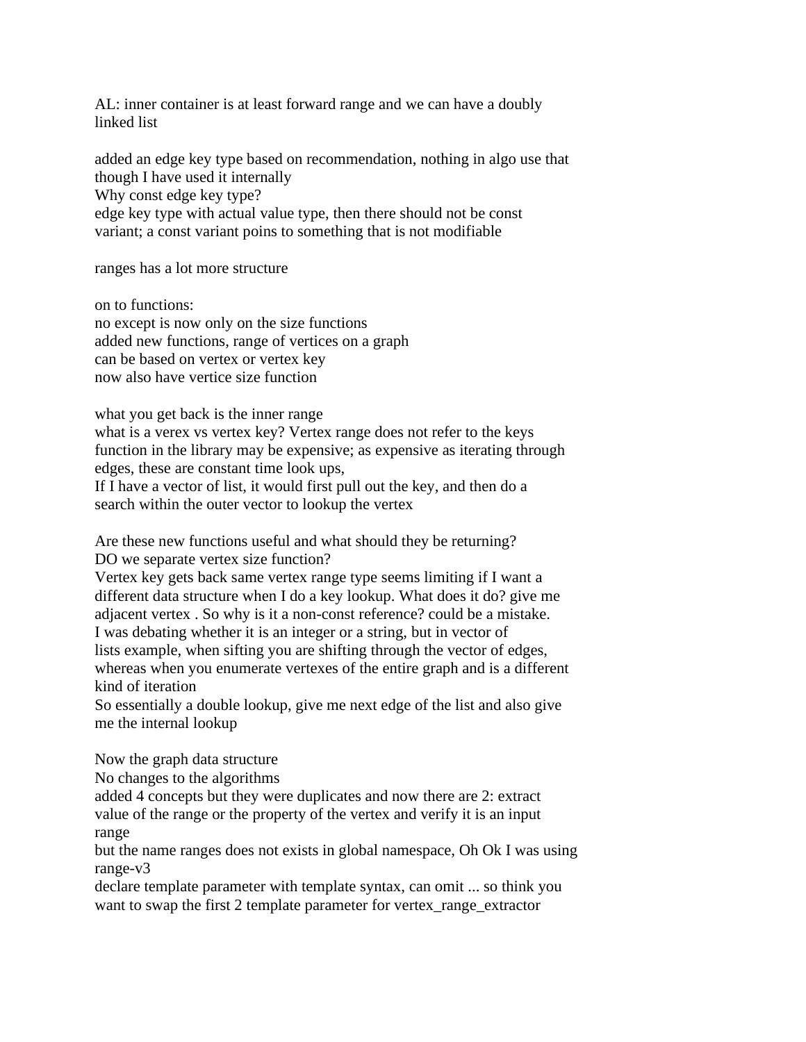AL: inner container is at least forward range and we can have a doubly linked list

added an edge key type based on recommendation, nothing in algo use that though I have used it internally
Why const edge key type?
edge key type with actual value type, then there should not be const variant; a const variant poins to something that is not modifiable

ranges has a lot more structure

on to functions:
no except is now only on the size functions
added new functions, range of vertices on a graph
can be based on vertex or vertex key
now also have vertice size function

what you get back is the inner range
what is a verex vs vertex key? Vertex range does not refer to the keys function in the library may be expensive; as expensive as iterating through edges, these are constant time look ups,
If I have a vector of list, it would first pull out the key, and then do a search within the outer vector to lookup the vertex

Are these new functions useful and what should they be returning?
DO we separate vertex size function?
Vertex key gets back same vertex range type seems limiting if I want a different data structure when I do a key lookup. What does it do? give me adjacent vertex . So why is it a non-const reference? could be a mistake.
I was debating whether it is an integer or a string, but in vector of lists example, when sifting you are shifting through the vector of edges, whereas when you enumerate vertexes of the entire graph and is a different kind of iteration
So essentially a double lookup, give me next edge of the list and also give me the internal lookup

Now the graph data structure
No changes to the algorithms
added 4 concepts but they were duplicates and now there are 2: extract value of the range or the property of the vertex and verify it is an input range
but the name ranges does not exists in global namespace, Oh Ok I was using range-v3
declare template parameter with template syntax, can omit ... so think you want to swap the first 2 template parameter for vertex_range_extractor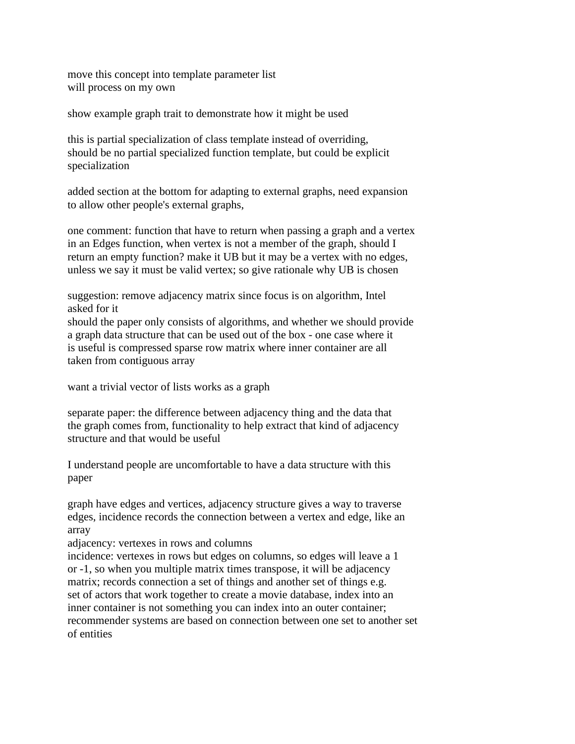move this concept into template parameter list
will process on my own

show example graph trait to demonstrate how it might be used

this is partial specialization of class template instead of overriding, should be no partial specialized function template, but could be explicit specialization

added section at the bottom for adapting to external graphs, need expansion to allow other people's external graphs,

one comment: function that have to return when passing a graph and a vertex in an Edges function, when vertex is not a member of the graph, should I return an empty function? make it UB but it may be a vertex with no edges, unless we say it must be valid vertex; so give rationale why UB is chosen

suggestion: remove adjacency matrix since focus is on algorithm, Intel asked for it
should the paper only consists of algorithms, and whether we should provide a graph data structure that can be used out of the box - one case where it is useful is compressed sparse row matrix where inner container are all taken from contiguous array

want a trivial vector of lists works as a graph

separate paper: the difference between adjacency thing and the data that the graph comes from, functionality to help extract that kind of adjacency structure and that would be useful

I understand people are uncomfortable to have a data structure with this paper

graph have edges and vertices, adjacency structure gives a way to traverse edges, incidence records the connection between a vertex and edge, like an array
adjacency: vertexes in rows and columns
incidence: vertexes in rows but edges on columns, so edges will leave a 1 or -1, so when you multiple matrix times transpose, it will be adjacency matrix; records connection a set of things and another set of things e.g. set of actors that work together to create a movie database, index into an inner container is not something you can index into an outer container; recommender systems are based on connection between one set to another set of entities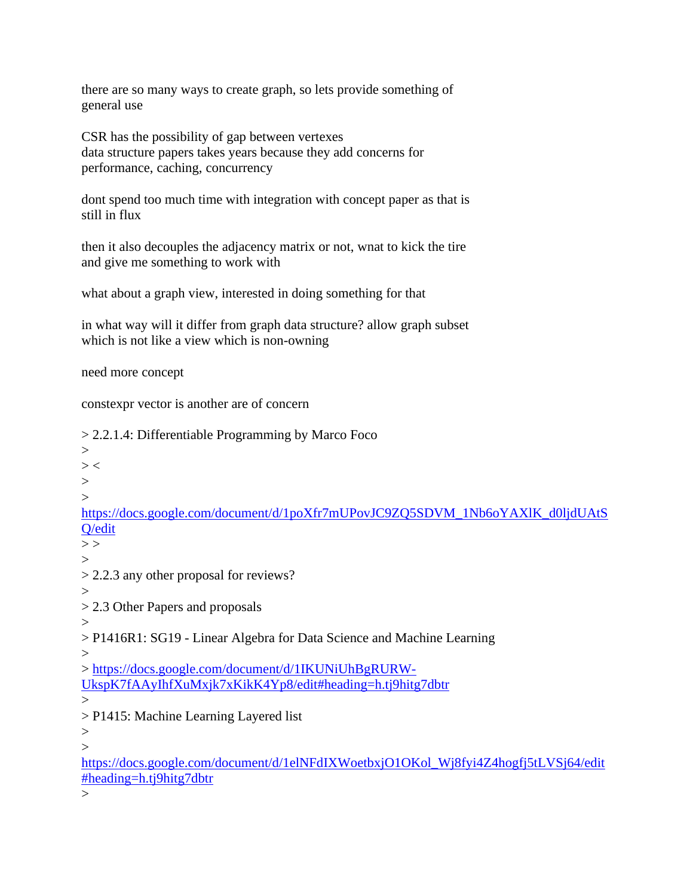there are so many ways to create graph, so lets provide something of general use

CSR has the possibility of gap between vertexes
data structure papers takes years because they add concerns for performance, caching, concurrency

dont spend too much time with integration with concept paper as that is still in flux

then it also decouples the adjacency matrix or not, wnat to kick the tire and give me something to work with

what about a graph view, interested in doing something for that

in what way will it differ from graph data structure? allow graph subset which is not like a view which is non-owning

need more concept

constexpr vector is another are of concern

> 2.2.1.4: Differentiable Programming by Marco Foco
>
> <
>
> https://docs.google.com/document/d/1poXfr7mUPovJC9ZQ5SDVM_1Nb6oYAXlK_d0ljdUAtSQ/edit
> >
>
> 2.2.3 any other proposal for reviews?
>
> 2.3 Other Papers and proposals
>
> P1416R1: SG19 - Linear Algebra for Data Science and Machine Learning
>
> https://docs.google.com/document/d/1IKUNiUhBgRURW-UkspK7fAAyIhfXuMxjk7xKikK4Yp8/edit#heading=h.tj9hitg7dbtr
>
> P1415: Machine Learning Layered list
>
> https://docs.google.com/document/d/1elNFdIXWoetbxjO1OKol_Wj8fyi4Z4hogfj5tLVSj64/edit#heading=h.tj9hitg7dbtr
>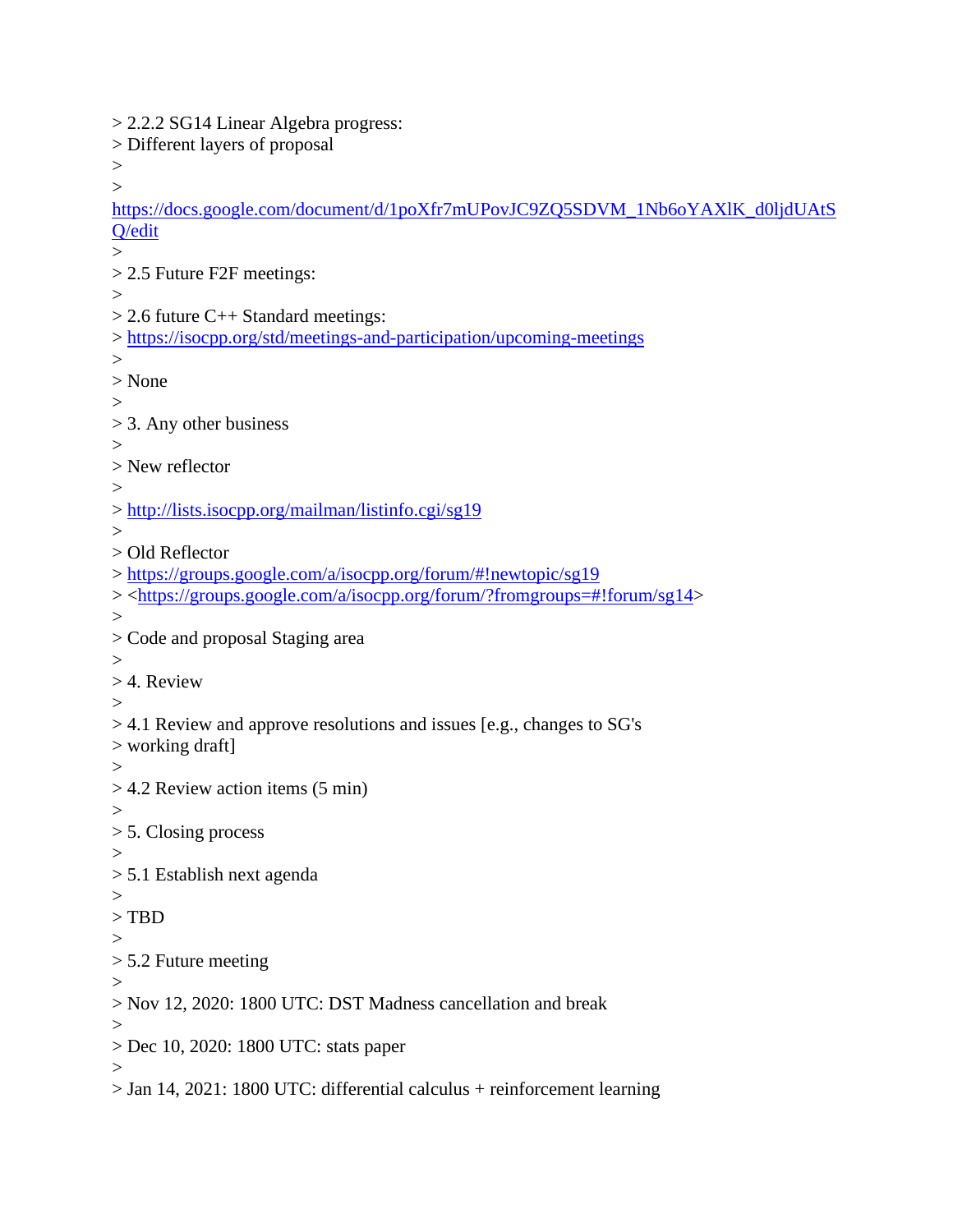> 2.2.2 SG14 Linear Algebra progress:
> Different layers of proposal
>
>
https://docs.google.com/document/d/1poXfr7mUPovJC9ZQ5SDVM_1Nb6oYAXlK_d0ljdUAtSQ/edit
>
> 2.5 Future F2F meetings:
>
> 2.6 future C++ Standard meetings:
> https://isocpp.org/std/meetings-and-participation/upcoming-meetings
>
> None
>
> 3. Any other business
>
> New reflector
>
> http://lists.isocpp.org/mailman/listinfo.cgi/sg19
>
> Old Reflector
> https://groups.google.com/a/isocpp.org/forum/#!newtopic/sg19
> <https://groups.google.com/a/isocpp.org/forum/?fromgroups=#!forum/sg14>
>
> Code and proposal Staging area
>
> 4. Review
>
> 4.1 Review and approve resolutions and issues [e.g., changes to SG's
> working draft]
>
> 4.2 Review action items (5 min)
>
> 5. Closing process
>
> 5.1 Establish next agenda
>
> TBD
>
> 5.2 Future meeting
>
> Nov 12, 2020: 1800 UTC: DST Madness cancellation and break
>
> Dec 10, 2020: 1800 UTC: stats paper
>
> Jan 14, 2021: 1800 UTC: differential calculus + reinforcement learning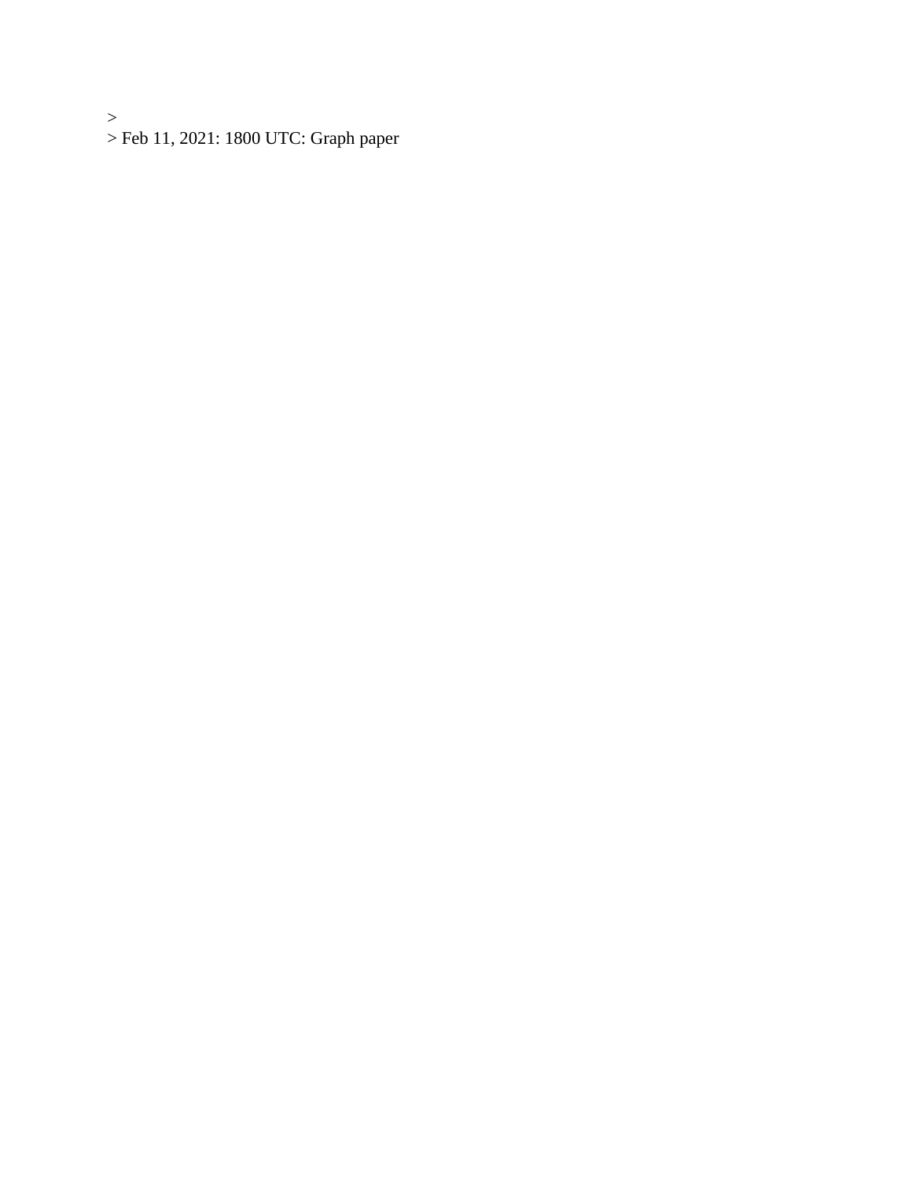>
> Feb 11, 2021: 1800 UTC: Graph paper